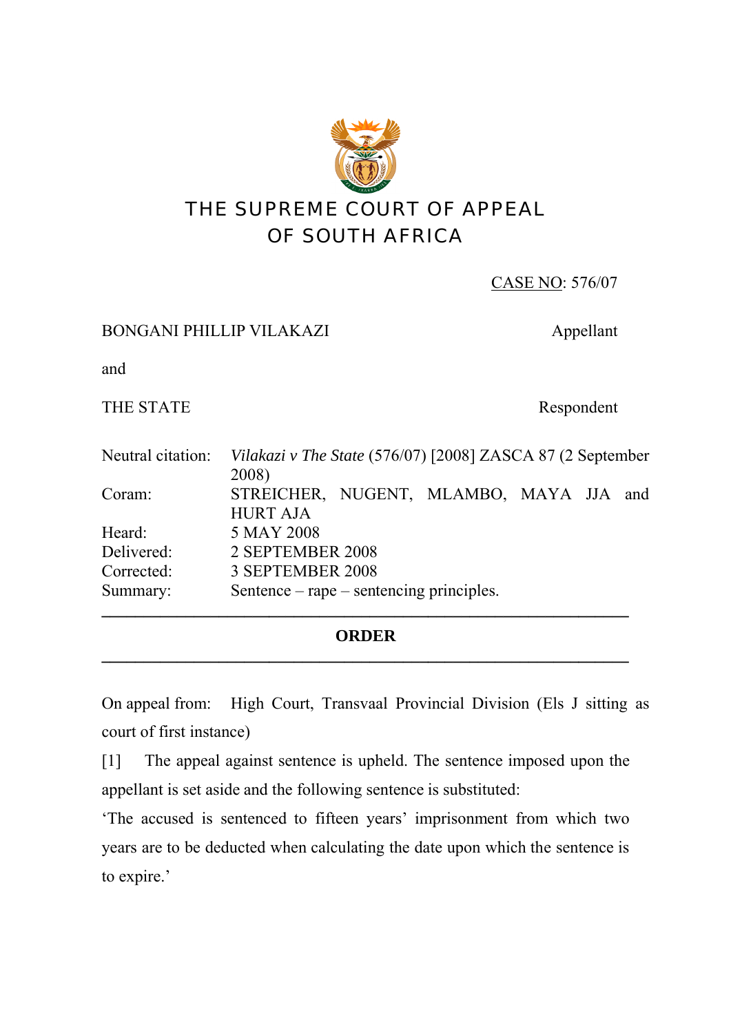# THE SUPREME COURT OF APPEAL OF SOUTH AFRICA

<u>CASE NO</u>: 576/07

BONGANI PHILLIP VILAKAZI — Appellant

and

THE STATE — Respondent

| | |
|---|---|
| Neutral citation: | *Vilakazi v The State* (576/07) [2008] ZASCA 87 (2 September 2008) |
| Coram: | STREICHER, NUGENT, MLAMBO, MAYA JJA and HURT AJA |
| Heard: | 5 MAY 2008 |
| Delivered: | 2 SEPTEMBER 2008 |
| Corrected: | 3 SEPTEMBER 2008 |
| Summary: | Sentence – rape – sentencing principles. |

---

## ORDER

---

On appeal from: High Court, Transvaal Provincial Division (Els J sitting as court of first instance)

[1] The appeal against sentence is upheld. The sentence imposed upon the appellant is set aside and the following sentence is substituted:

'The accused is sentenced to fifteen years' imprisonment from which two years are to be deducted when calculating the date upon which the sentence is to expire.'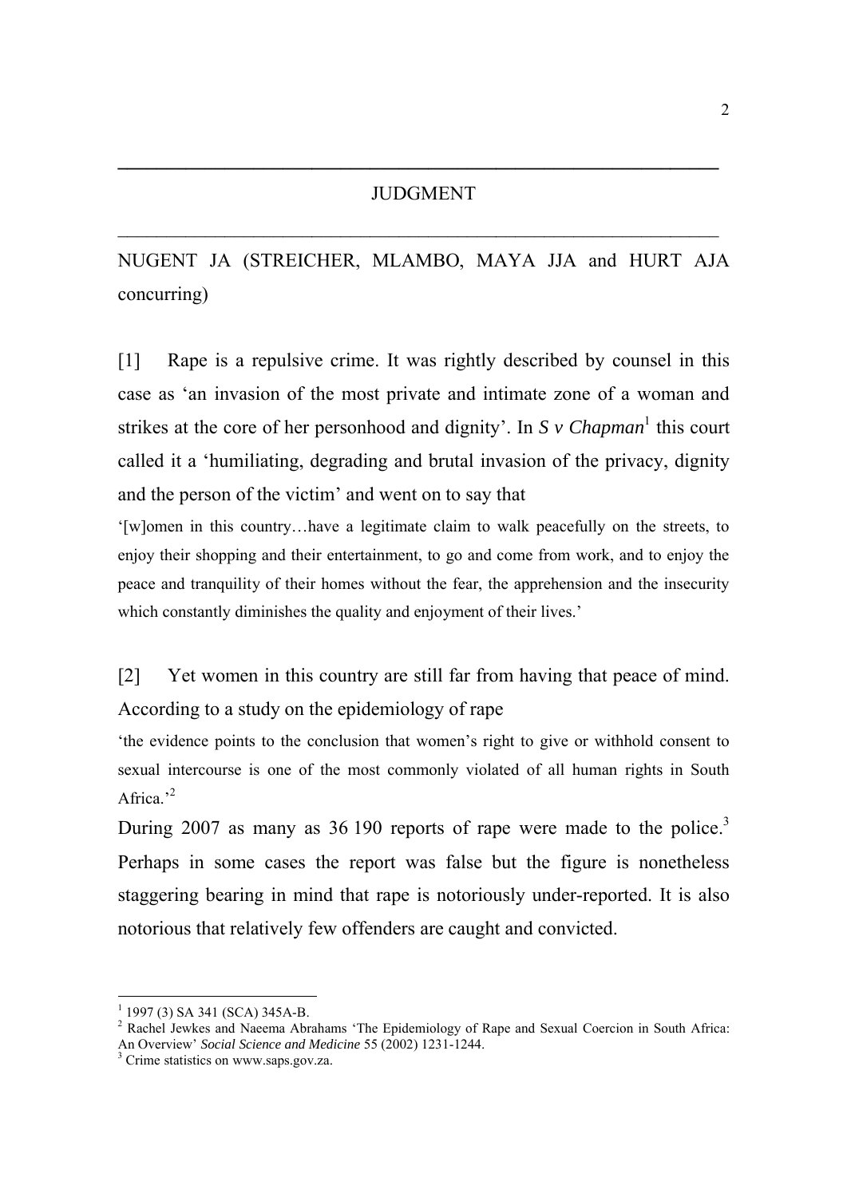## JUDGMENT

NUGENT JA (STREICHER, MLAMBO, MAYA JJA and HURT AJA concurring)

[1] Rape is a repulsive crime. It was rightly described by counsel in this case as 'an invasion of the most private and intimate zone of a woman and strikes at the core of her personhood and dignity'. In *S v Chapman*[1] this court called it a 'humiliating, degrading and brutal invasion of the privacy, dignity and the person of the victim' and went on to say that

> '[w]omen in this country…have a legitimate claim to walk peacefully on the streets, to enjoy their shopping and their entertainment, to go and come from work, and to enjoy the peace and tranquility of their homes without the fear, the apprehension and the insecurity which constantly diminishes the quality and enjoyment of their lives.'

[2] Yet women in this country are still far from having that peace of mind. According to a study on the epidemiology of rape

> 'the evidence points to the conclusion that women's right to give or withhold consent to sexual intercourse is one of the most commonly violated of all human rights in South Africa.'[2]

During 2007 as many as 36 190 reports of rape were made to the police.[3] Perhaps in some cases the report was false but the figure is nonetheless staggering bearing in mind that rape is notoriously under-reported. It is also notorious that relatively few offenders are caught and convicted.

---

[1] 1997 (3) SA 341 (SCA) 345A-B.

[2] Rachel Jewkes and Naeema Abrahams 'The Epidemiology of Rape and Sexual Coercion in South Africa: An Overview' *Social Science and Medicine* 55 (2002) 1231-1244.

[3] Crime statistics on www.saps.gov.za.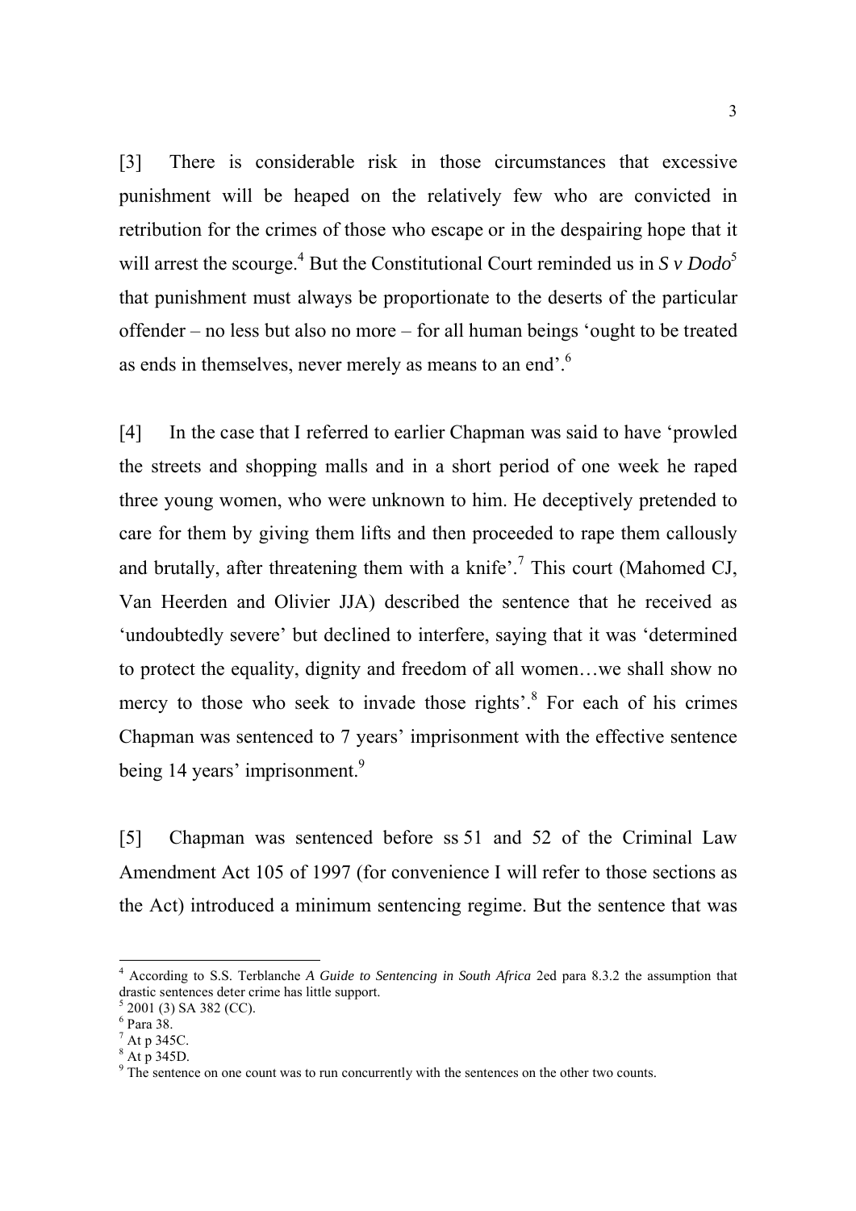[3] There is considerable risk in those circumstances that excessive punishment will be heaped on the relatively few who are convicted in retribution for the crimes of those who escape or in the despairing hope that it will arrest the scourge.[4] But the Constitutional Court reminded us in *S v Dodo*[5] that punishment must always be proportionate to the deserts of the particular offender – no less but also no more – for all human beings 'ought to be treated as ends in themselves, never merely as means to an end'.[6]

[4] In the case that I referred to earlier Chapman was said to have 'prowled the streets and shopping malls and in a short period of one week he raped three young women, who were unknown to him. He deceptively pretended to care for them by giving them lifts and then proceeded to rape them callously and brutally, after threatening them with a knife'.[7] This court (Mahomed CJ, Van Heerden and Olivier JJA) described the sentence that he received as 'undoubtedly severe' but declined to interfere, saying that it was 'determined to protect the equality, dignity and freedom of all women…we shall show no mercy to those who seek to invade those rights'.[8] For each of his crimes Chapman was sentenced to 7 years' imprisonment with the effective sentence being 14 years' imprisonment.[9]

[5] Chapman was sentenced before ss 51 and 52 of the Criminal Law Amendment Act 105 of 1997 (for convenience I will refer to those sections as the Act) introduced a minimum sentencing regime. But the sentence that was

---

[4] According to S.S. Terblanche *A Guide to Sentencing in South Africa* 2ed para 8.3.2 the assumption that drastic sentences deter crime has little support.

[5] 2001 (3) SA 382 (CC).

[6] Para 38.

[7] At p 345C.

[8] At p 345D.

[9] The sentence on one count was to run concurrently with the sentences on the other two counts.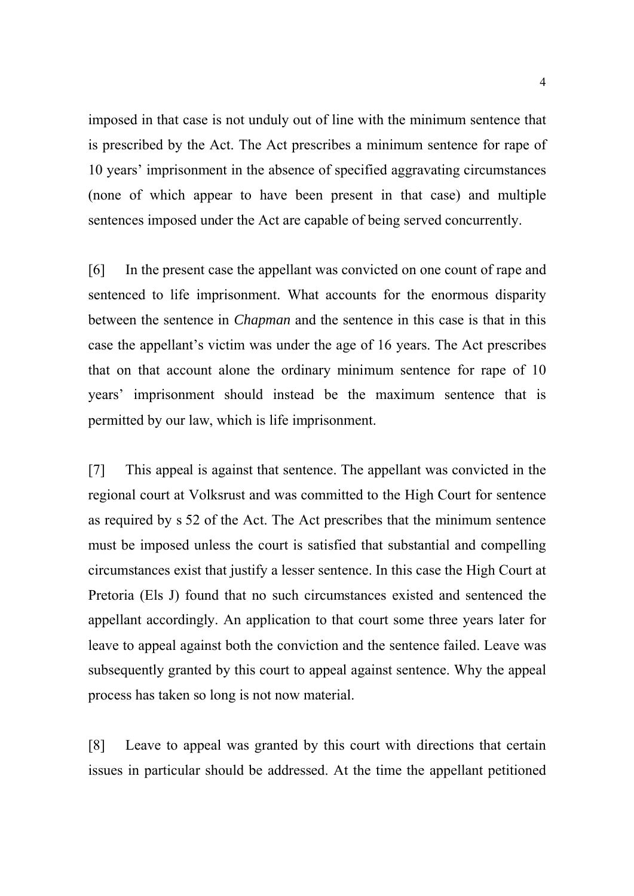imposed in that case is not unduly out of line with the minimum sentence that is prescribed by the Act. The Act prescribes a minimum sentence for rape of 10 years' imprisonment in the absence of specified aggravating circumstances (none of which appear to have been present in that case) and multiple sentences imposed under the Act are capable of being served concurrently.

[6] In the present case the appellant was convicted on one count of rape and sentenced to life imprisonment. What accounts for the enormous disparity between the sentence in *Chapman* and the sentence in this case is that in this case the appellant's victim was under the age of 16 years. The Act prescribes that on that account alone the ordinary minimum sentence for rape of 10 years' imprisonment should instead be the maximum sentence that is permitted by our law, which is life imprisonment.

[7] This appeal is against that sentence. The appellant was convicted in the regional court at Volksrust and was committed to the High Court for sentence as required by s 52 of the Act. The Act prescribes that the minimum sentence must be imposed unless the court is satisfied that substantial and compelling circumstances exist that justify a lesser sentence. In this case the High Court at Pretoria (Els J) found that no such circumstances existed and sentenced the appellant accordingly. An application to that court some three years later for leave to appeal against both the conviction and the sentence failed. Leave was subsequently granted by this court to appeal against sentence. Why the appeal process has taken so long is not now material.

[8] Leave to appeal was granted by this court with directions that certain issues in particular should be addressed. At the time the appellant petitioned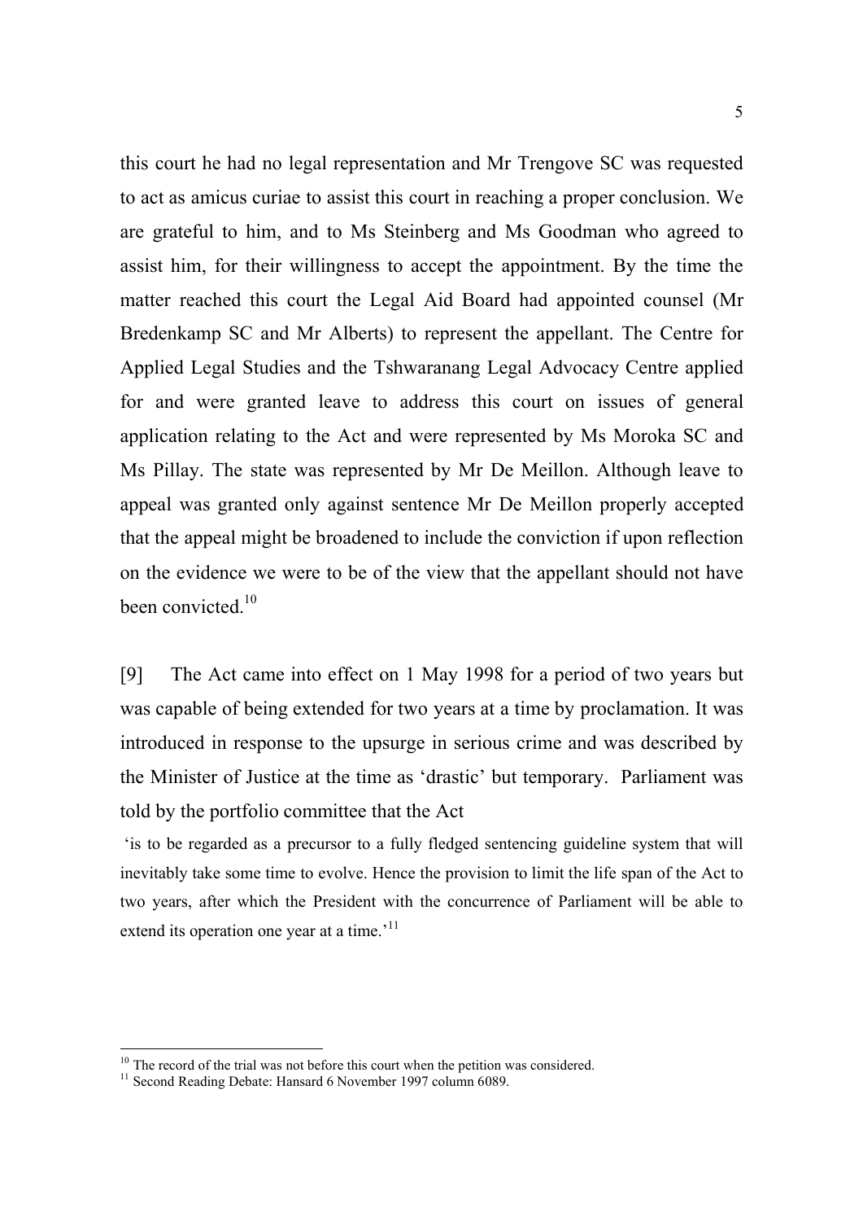this court he had no legal representation and Mr Trengove SC was requested to act as amicus curiae to assist this court in reaching a proper conclusion. We are grateful to him, and to Ms Steinberg and Ms Goodman who agreed to assist him, for their willingness to accept the appointment. By the time the matter reached this court the Legal Aid Board had appointed counsel (Mr Bredenkamp SC and Mr Alberts) to represent the appellant. The Centre for Applied Legal Studies and the Tshwaranang Legal Advocacy Centre applied for and were granted leave to address this court on issues of general application relating to the Act and were represented by Ms Moroka SC and Ms Pillay. The state was represented by Mr De Meillon. Although leave to appeal was granted only against sentence Mr De Meillon properly accepted that the appeal might be broadened to include the conviction if upon reflection on the evidence we were to be of the view that the appellant should not have been convicted.[10]

[9] The Act came into effect on 1 May 1998 for a period of two years but was capable of being extended for two years at a time by proclamation. It was introduced in response to the upsurge in serious crime and was described by the Minister of Justice at the time as 'drastic' but temporary. Parliament was told by the portfolio committee that the Act

> 'is to be regarded as a precursor to a fully fledged sentencing guideline system that will inevitably take some time to evolve. Hence the provision to limit the life span of the Act to two years, after which the President with the concurrence of Parliament will be able to extend its operation one year at a time.'[11]

---

[10] The record of the trial was not before this court when the petition was considered.

[11] Second Reading Debate: Hansard 6 November 1997 column 6089.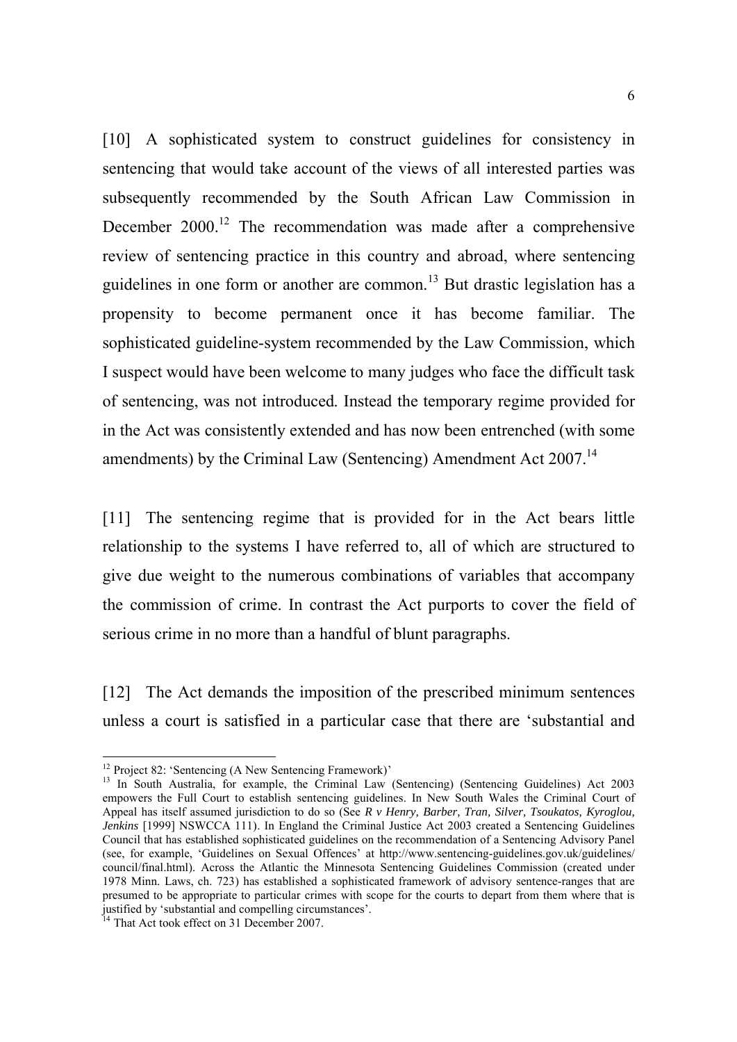[10] A sophisticated system to construct guidelines for consistency in sentencing that would take account of the views of all interested parties was subsequently recommended by the South African Law Commission in December 2000.[12] The recommendation was made after a comprehensive review of sentencing practice in this country and abroad, where sentencing guidelines in one form or another are common.[13] But drastic legislation has a propensity to become permanent once it has become familiar. The sophisticated guideline-system recommended by the Law Commission, which I suspect would have been welcome to many judges who face the difficult task of sentencing, was not introduced. Instead the temporary regime provided for in the Act was consistently extended and has now been entrenched (with some amendments) by the Criminal Law (Sentencing) Amendment Act 2007.[14]

[11] The sentencing regime that is provided for in the Act bears little relationship to the systems I have referred to, all of which are structured to give due weight to the numerous combinations of variables that accompany the commission of crime. In contrast the Act purports to cover the field of serious crime in no more than a handful of blunt paragraphs.

[12] The Act demands the imposition of the prescribed minimum sentences unless a court is satisfied in a particular case that there are 'substantial and

---

[12] Project 82: 'Sentencing (A New Sentencing Framework)'

[13] In South Australia, for example, the Criminal Law (Sentencing) (Sentencing Guidelines) Act 2003 empowers the Full Court to establish sentencing guidelines. In New South Wales the Criminal Court of Appeal has itself assumed jurisdiction to do so (See *R v Henry, Barber, Tran, Silver, Tsoukatos, Kyroglou, Jenkins* [1999] NSWCCA 111). In England the Criminal Justice Act 2003 created a Sentencing Guidelines Council that has established sophisticated guidelines on the recommendation of a Sentencing Advisory Panel (see, for example, 'Guidelines on Sexual Offences' at http://www.sentencing-guidelines.gov.uk/guidelines/council/final.html). Across the Atlantic the Minnesota Sentencing Guidelines Commission (created under 1978 Minn. Laws, ch. 723) has established a sophisticated framework of advisory sentence-ranges that are presumed to be appropriate to particular crimes with scope for the courts to depart from them where that is justified by 'substantial and compelling circumstances'.

[14] That Act took effect on 31 December 2007.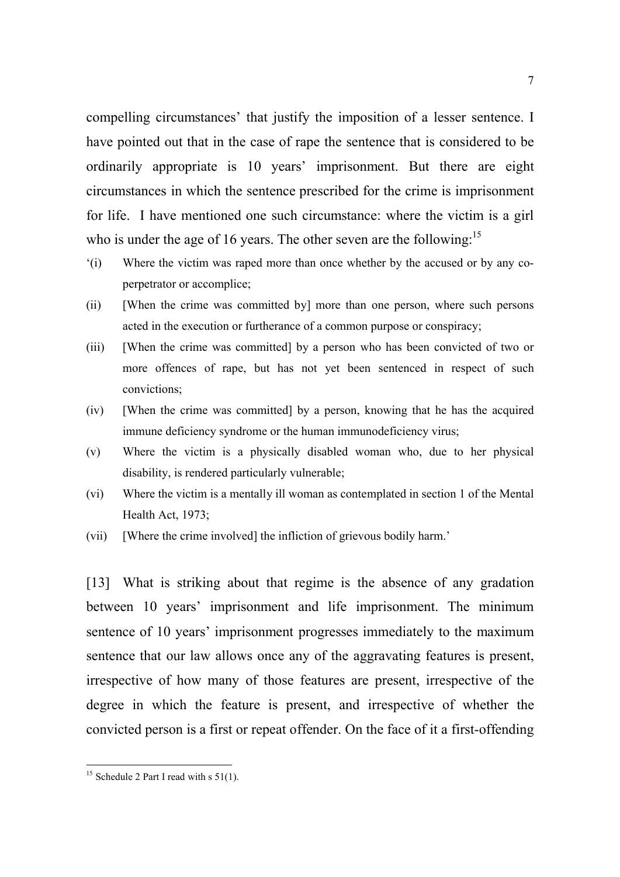compelling circumstances' that justify the imposition of a lesser sentence. I have pointed out that in the case of rape the sentence that is considered to be ordinarily appropriate is 10 years' imprisonment. But there are eight circumstances in which the sentence prescribed for the crime is imprisonment for life. I have mentioned one such circumstance: where the victim is a girl who is under the age of 16 years. The other seven are the following:[15]

> '(i) Where the victim was raped more than once whether by the accused or by any co-perpetrator or accomplice;
>
> (ii) [When the crime was committed by] more than one person, where such persons acted in the execution or furtherance of a common purpose or conspiracy;
>
> (iii) [When the crime was committed] by a person who has been convicted of two or more offences of rape, but has not yet been sentenced in respect of such convictions;
>
> (iv) [When the crime was committed] by a person, knowing that he has the acquired immune deficiency syndrome or the human immunodeficiency virus;
>
> (v) Where the victim is a physically disabled woman who, due to her physical disability, is rendered particularly vulnerable;
>
> (vi) Where the victim is a mentally ill woman as contemplated in section 1 of the Mental Health Act, 1973;
>
> (vii) [Where the crime involved] the infliction of grievous bodily harm.'

[13] What is striking about that regime is the absence of any gradation between 10 years' imprisonment and life imprisonment. The minimum sentence of 10 years' imprisonment progresses immediately to the maximum sentence that our law allows once any of the aggravating features is present, irrespective of how many of those features are present, irrespective of the degree in which the feature is present, and irrespective of whether the convicted person is a first or repeat offender. On the face of it a first-offending

---

[15] Schedule 2 Part I read with s 51(1).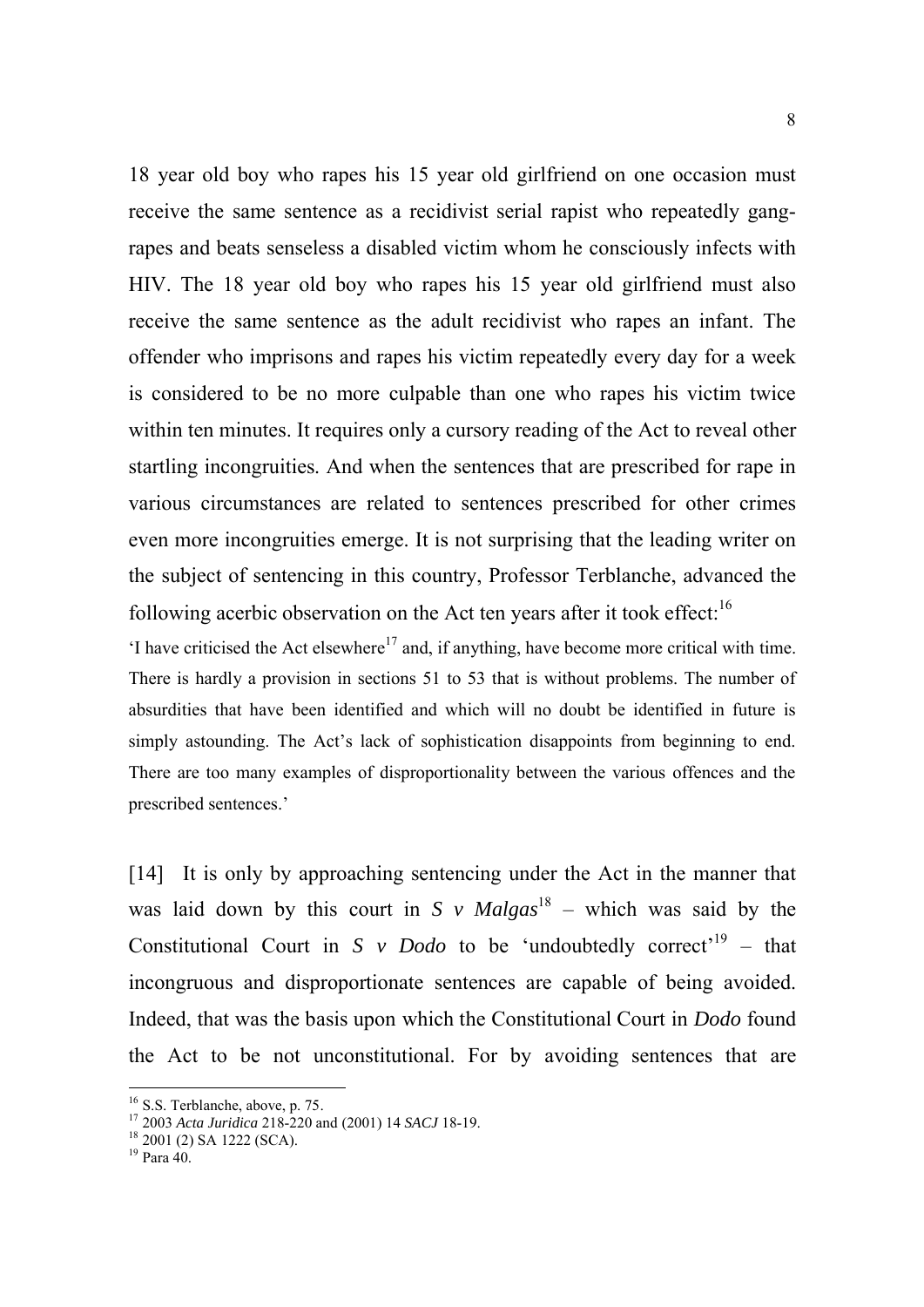18 year old boy who rapes his 15 year old girlfriend on one occasion must receive the same sentence as a recidivist serial rapist who repeatedly gang-rapes and beats senseless a disabled victim whom he consciously infects with HIV. The 18 year old boy who rapes his 15 year old girlfriend must also receive the same sentence as the adult recidivist who rapes an infant. The offender who imprisons and rapes his victim repeatedly every day for a week is considered to be no more culpable than one who rapes his victim twice within ten minutes. It requires only a cursory reading of the Act to reveal other startling incongruities. And when the sentences that are prescribed for rape in various circumstances are related to sentences prescribed for other crimes even more incongruities emerge. It is not surprising that the leading writer on the subject of sentencing in this country, Professor Terblanche, advanced the following acerbic observation on the Act ten years after it took effect:[16]

> 'I have criticised the Act elsewhere[17] and, if anything, have become more critical with time. There is hardly a provision in sections 51 to 53 that is without problems. The number of absurdities that have been identified and which will no doubt be identified in future is simply astounding. The Act's lack of sophistication disappoints from beginning to end. There are too many examples of disproportionality between the various offences and the prescribed sentences.'

[14] It is only by approaching sentencing under the Act in the manner that was laid down by this court in *S v Malgas*[18] – which was said by the Constitutional Court in *S v Dodo* to be 'undoubtedly correct'[19] – that incongruous and disproportionate sentences are capable of being avoided. Indeed, that was the basis upon which the Constitutional Court in *Dodo* found the Act to be not unconstitutional. For by avoiding sentences that are

---

[16] S.S. Terblanche, above, p. 75.

[17] 2003 *Acta Juridica* 218-220 and (2001) 14 *SACJ* 18-19.

[18] 2001 (2) SA 1222 (SCA).

[19] Para 40.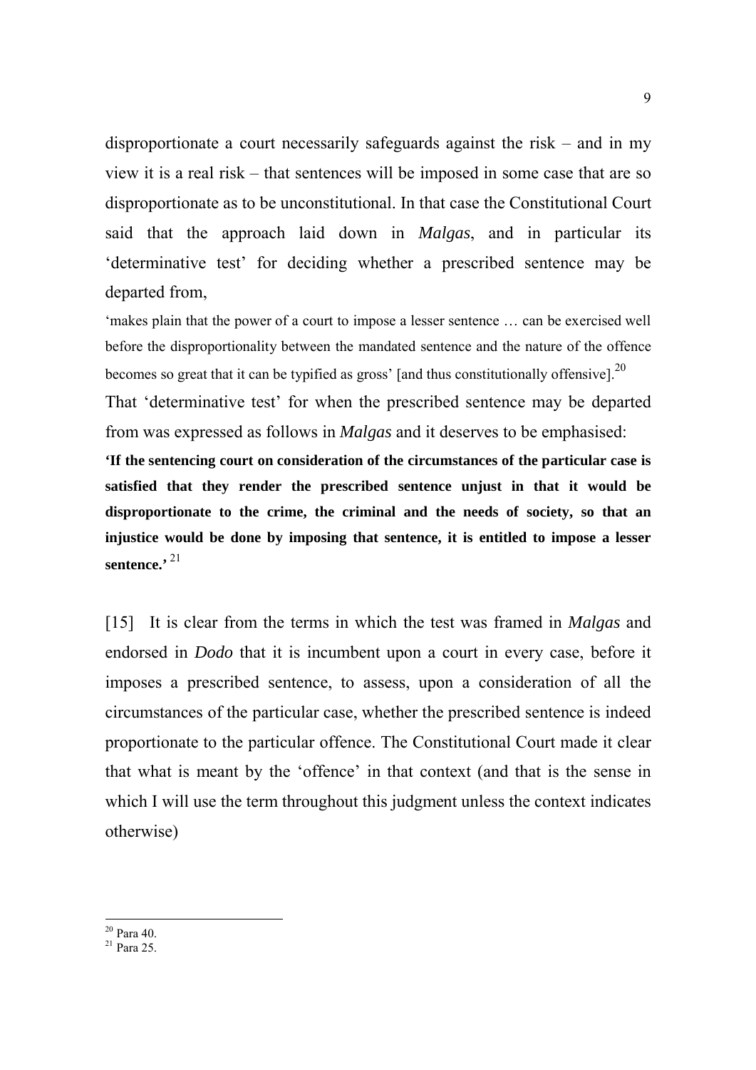disproportionate a court necessarily safeguards against the risk – and in my view it is a real risk – that sentences will be imposed in some case that are so disproportionate as to be unconstitutional. In that case the Constitutional Court said that the approach laid down in *Malgas*, and in particular its 'determinative test' for deciding whether a prescribed sentence may be departed from,

> 'makes plain that the power of a court to impose a lesser sentence … can be exercised well before the disproportionality between the mandated sentence and the nature of the offence becomes so great that it can be typified as gross' [and thus constitutionally offensive].[20]

That 'determinative test' for when the prescribed sentence may be departed from was expressed as follows in *Malgas* and it deserves to be emphasised:

> **'If the sentencing court on consideration of the circumstances of the particular case is satisfied that they render the prescribed sentence unjust in that it would be disproportionate to the crime, the criminal and the needs of society, so that an injustice would be done by imposing that sentence, it is entitled to impose a lesser sentence.'** [21]

[15] It is clear from the terms in which the test was framed in *Malgas* and endorsed in *Dodo* that it is incumbent upon a court in every case, before it imposes a prescribed sentence, to assess, upon a consideration of all the circumstances of the particular case, whether the prescribed sentence is indeed proportionate to the particular offence. The Constitutional Court made it clear that what is meant by the 'offence' in that context (and that is the sense in which I will use the term throughout this judgment unless the context indicates otherwise)

---

[20] Para 40.

[21] Para 25.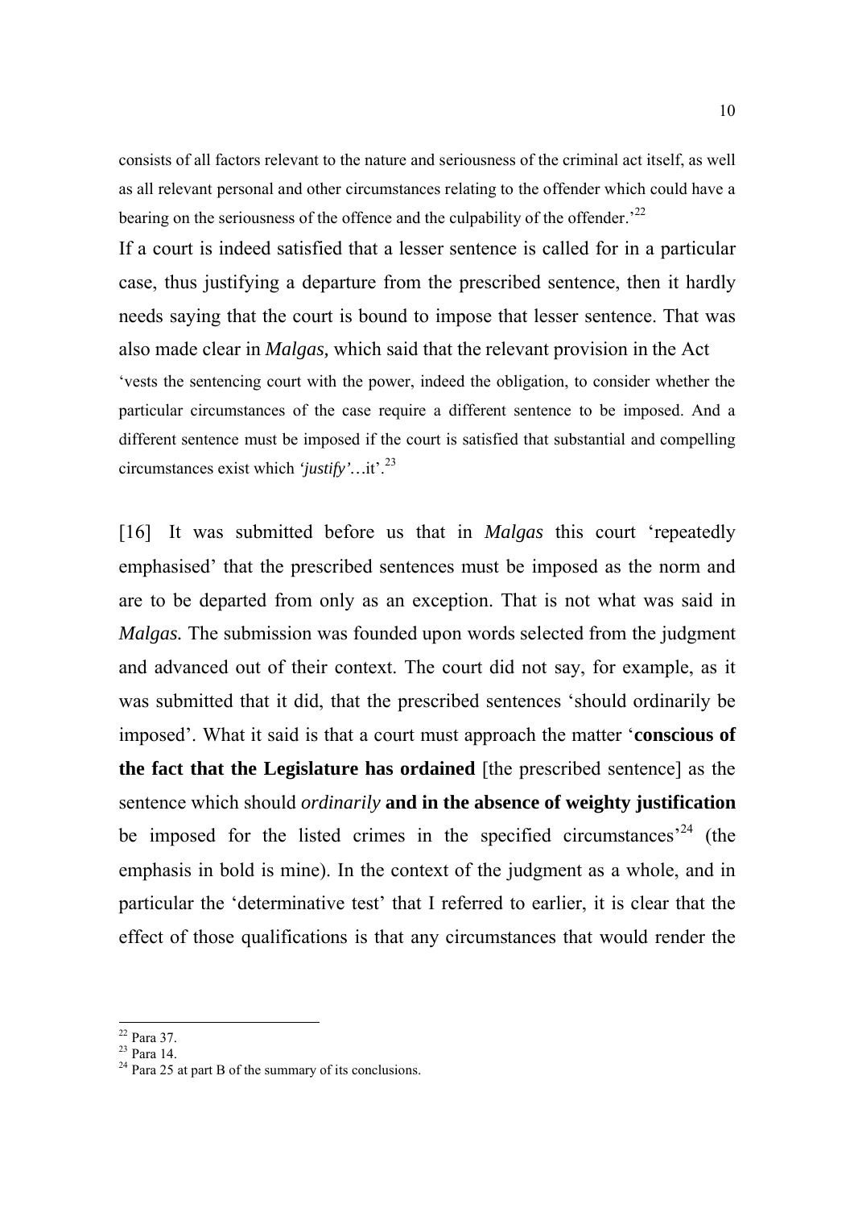consists of all factors relevant to the nature and seriousness of the criminal act itself, as well as all relevant personal and other circumstances relating to the offender which could have a bearing on the seriousness of the offence and the culpability of the offender.'[22]

If a court is indeed satisfied that a lesser sentence is called for in a particular case, thus justifying a departure from the prescribed sentence, then it hardly needs saying that the court is bound to impose that lesser sentence. That was also made clear in *Malgas,* which said that the relevant provision in the Act

'vests the sentencing court with the power, indeed the obligation, to consider whether the particular circumstances of the case require a different sentence to be imposed. And a different sentence must be imposed if the court is satisfied that substantial and compelling circumstances exist which *'justify'*…it'.[23]

[16] It was submitted before us that in *Malgas* this court 'repeatedly emphasised' that the prescribed sentences must be imposed as the norm and are to be departed from only as an exception. That is not what was said in *Malgas.* The submission was founded upon words selected from the judgment and advanced out of their context. The court did not say, for example, as it was submitted that it did, that the prescribed sentences 'should ordinarily be imposed'. What it said is that a court must approach the matter '**conscious of the fact that the Legislature has ordained** [the prescribed sentence] as the sentence which should *ordinarily* **and in the absence of weighty justification** be imposed for the listed crimes in the specified circumstances'[24] (the emphasis in bold is mine). In the context of the judgment as a whole, and in particular the 'determinative test' that I referred to earlier, it is clear that the effect of those qualifications is that any circumstances that would render the

---

[22] Para 37.

[23] Para 14.

[24] Para 25 at part B of the summary of its conclusions.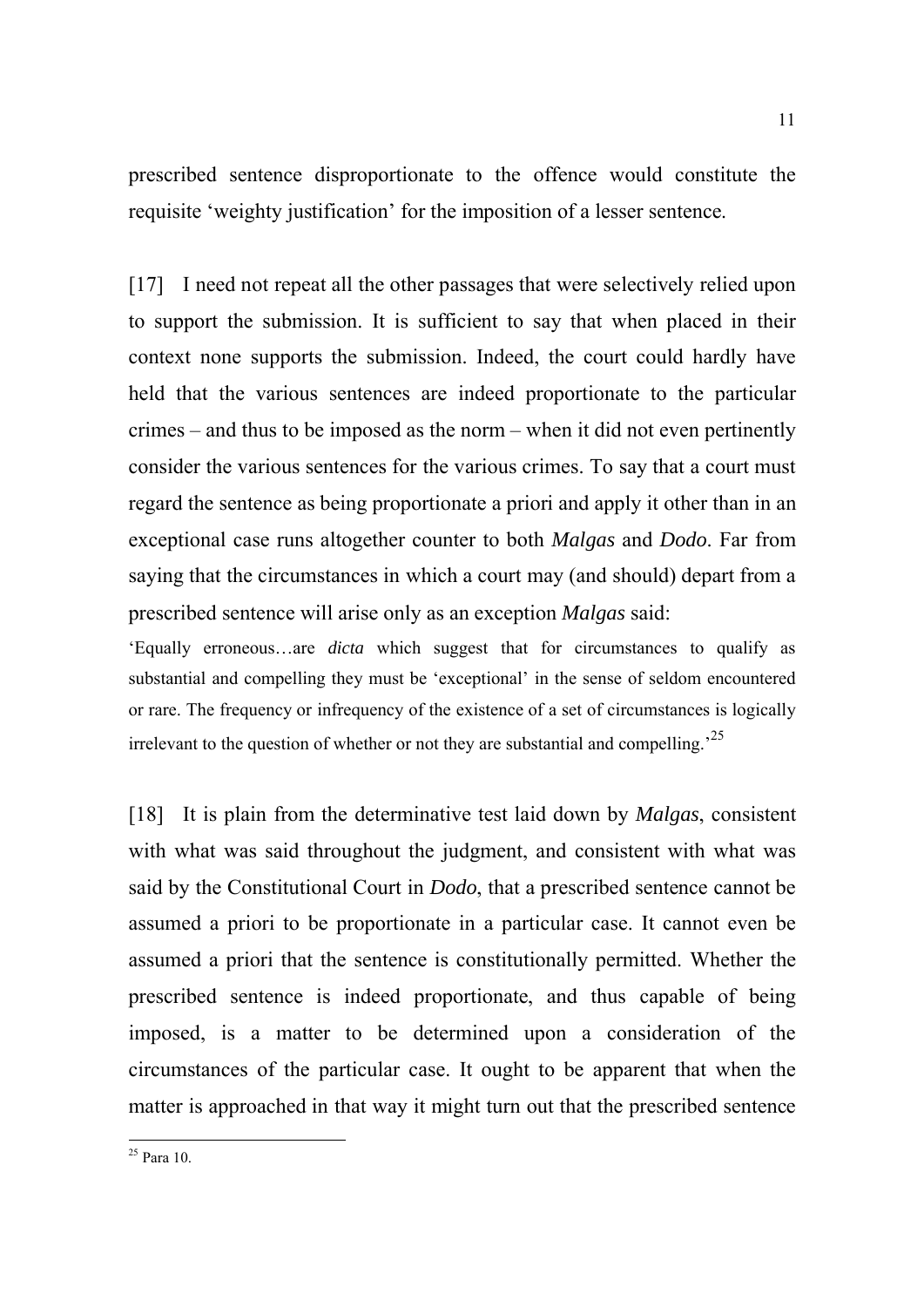prescribed sentence disproportionate to the offence would constitute the requisite 'weighty justification' for the imposition of a lesser sentence.

[17] I need not repeat all the other passages that were selectively relied upon to support the submission. It is sufficient to say that when placed in their context none supports the submission. Indeed, the court could hardly have held that the various sentences are indeed proportionate to the particular crimes – and thus to be imposed as the norm – when it did not even pertinently consider the various sentences for the various crimes. To say that a court must regard the sentence as being proportionate a priori and apply it other than in an exceptional case runs altogether counter to both *Malgas* and *Dodo*. Far from saying that the circumstances in which a court may (and should) depart from a prescribed sentence will arise only as an exception *Malgas* said:

> 'Equally erroneous…are *dicta* which suggest that for circumstances to qualify as substantial and compelling they must be 'exceptional' in the sense of seldom encountered or rare. The frequency or infrequency of the existence of a set of circumstances is logically irrelevant to the question of whether or not they are substantial and compelling.'[25]

[18] It is plain from the determinative test laid down by *Malgas*, consistent with what was said throughout the judgment, and consistent with what was said by the Constitutional Court in *Dodo*, that a prescribed sentence cannot be assumed a priori to be proportionate in a particular case. It cannot even be assumed a priori that the sentence is constitutionally permitted. Whether the prescribed sentence is indeed proportionate, and thus capable of being imposed, is a matter to be determined upon a consideration of the circumstances of the particular case. It ought to be apparent that when the matter is approached in that way it might turn out that the prescribed sentence

[25] Para 10.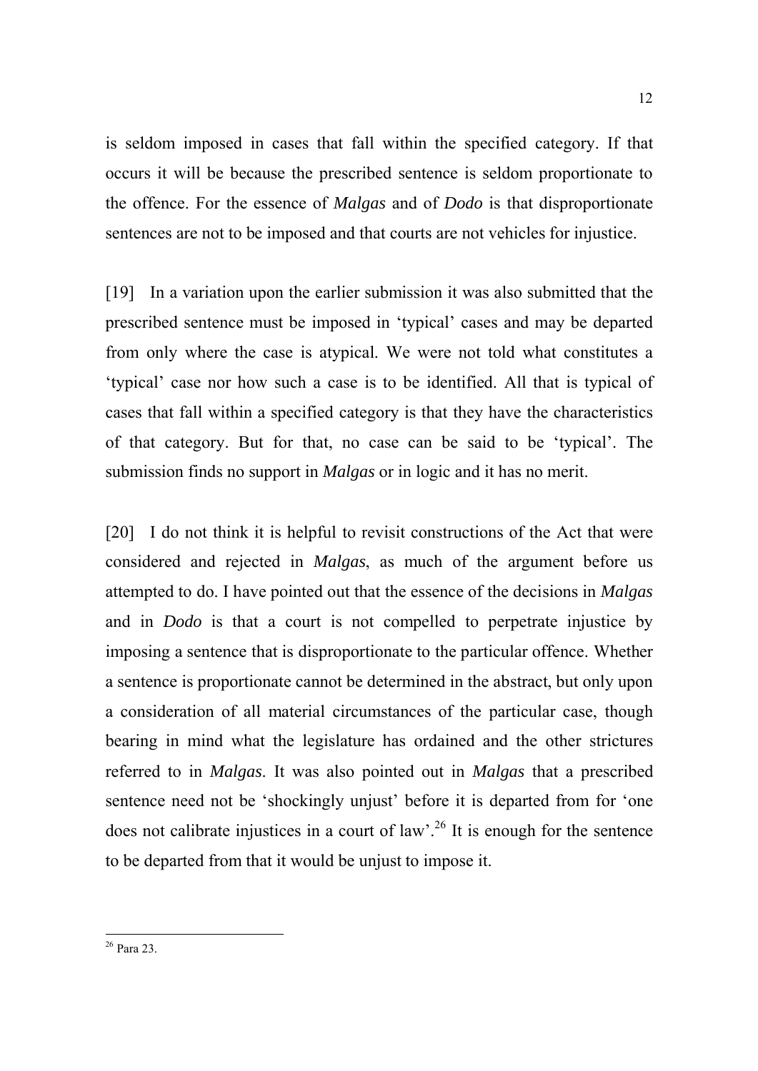is seldom imposed in cases that fall within the specified category. If that occurs it will be because the prescribed sentence is seldom proportionate to the offence. For the essence of *Malgas* and of *Dodo* is that disproportionate sentences are not to be imposed and that courts are not vehicles for injustice.

[19] In a variation upon the earlier submission it was also submitted that the prescribed sentence must be imposed in 'typical' cases and may be departed from only where the case is atypical. We were not told what constitutes a 'typical' case nor how such a case is to be identified. All that is typical of cases that fall within a specified category is that they have the characteristics of that category. But for that, no case can be said to be 'typical'. The submission finds no support in *Malgas* or in logic and it has no merit.

[20] I do not think it is helpful to revisit constructions of the Act that were considered and rejected in *Malgas*, as much of the argument before us attempted to do. I have pointed out that the essence of the decisions in *Malgas* and in *Dodo* is that a court is not compelled to perpetrate injustice by imposing a sentence that is disproportionate to the particular offence. Whether a sentence is proportionate cannot be determined in the abstract, but only upon a consideration of all material circumstances of the particular case, though bearing in mind what the legislature has ordained and the other strictures referred to in *Malgas*. It was also pointed out in *Malgas* that a prescribed sentence need not be 'shockingly unjust' before it is departed from for 'one does not calibrate injustices in a court of law'.[26] It is enough for the sentence to be departed from that it would be unjust to impose it.

[26] Para 23.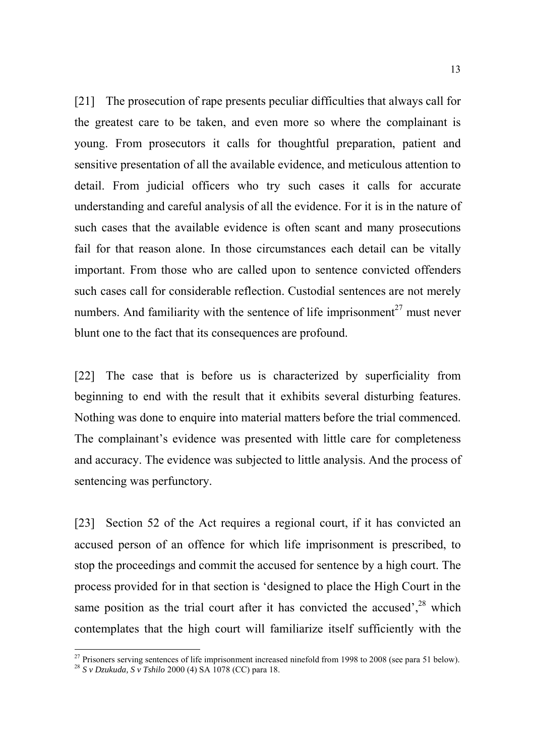[21] The prosecution of rape presents peculiar difficulties that always call for the greatest care to be taken, and even more so where the complainant is young. From prosecutors it calls for thoughtful preparation, patient and sensitive presentation of all the available evidence, and meticulous attention to detail. From judicial officers who try such cases it calls for accurate understanding and careful analysis of all the evidence. For it is in the nature of such cases that the available evidence is often scant and many prosecutions fail for that reason alone. In those circumstances each detail can be vitally important. From those who are called upon to sentence convicted offenders such cases call for considerable reflection. Custodial sentences are not merely numbers. And familiarity with the sentence of life imprisonment[27] must never blunt one to the fact that its consequences are profound.

[22] The case that is before us is characterized by superficiality from beginning to end with the result that it exhibits several disturbing features. Nothing was done to enquire into material matters before the trial commenced. The complainant's evidence was presented with little care for completeness and accuracy. The evidence was subjected to little analysis. And the process of sentencing was perfunctory.

[23] Section 52 of the Act requires a regional court, if it has convicted an accused person of an offence for which life imprisonment is prescribed, to stop the proceedings and commit the accused for sentence by a high court. The process provided for in that section is 'designed to place the High Court in the same position as the trial court after it has convicted the accused',[28] which contemplates that the high court will familiarize itself sufficiently with the

---

[27] Prisoners serving sentences of life imprisonment increased ninefold from 1998 to 2008 (see para 51 below).

[28] *S v Dzukuda, S v Tshilo* 2000 (4) SA 1078 (CC) para 18.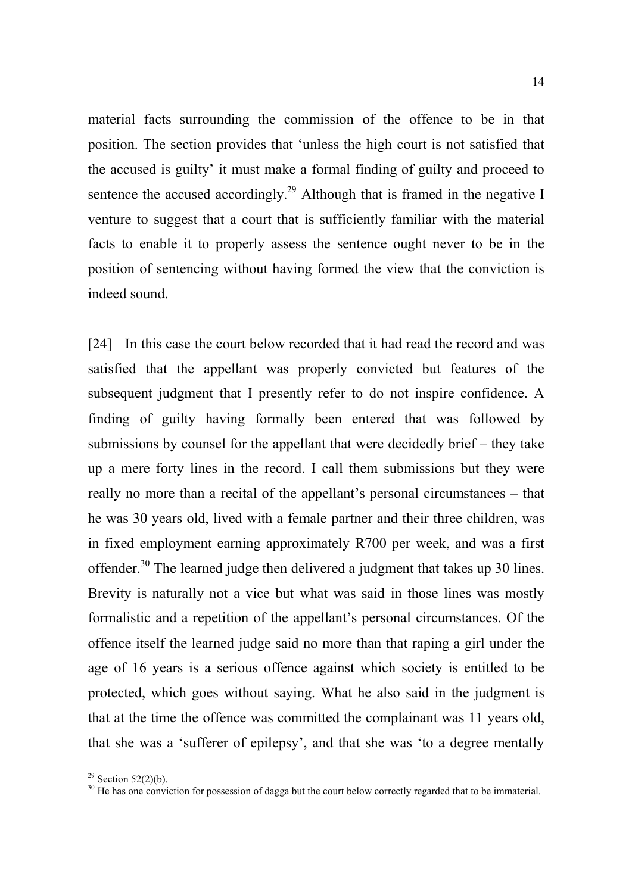material facts surrounding the commission of the offence to be in that position. The section provides that 'unless the high court is not satisfied that the accused is guilty' it must make a formal finding of guilty and proceed to sentence the accused accordingly.[29] Although that is framed in the negative I venture to suggest that a court that is sufficiently familiar with the material facts to enable it to properly assess the sentence ought never to be in the position of sentencing without having formed the view that the conviction is indeed sound.

[24] In this case the court below recorded that it had read the record and was satisfied that the appellant was properly convicted but features of the subsequent judgment that I presently refer to do not inspire confidence. A finding of guilty having formally been entered that was followed by submissions by counsel for the appellant that were decidedly brief – they take up a mere forty lines in the record. I call them submissions but they were really no more than a recital of the appellant's personal circumstances – that he was 30 years old, lived with a female partner and their three children, was in fixed employment earning approximately R700 per week, and was a first offender.[30] The learned judge then delivered a judgment that takes up 30 lines. Brevity is naturally not a vice but what was said in those lines was mostly formalistic and a repetition of the appellant's personal circumstances. Of the offence itself the learned judge said no more than that raping a girl under the age of 16 years is a serious offence against which society is entitled to be protected, which goes without saying. What he also said in the judgment is that at the time the offence was committed the complainant was 11 years old, that she was a 'sufferer of epilepsy', and that she was 'to a degree mentally

---

[29] Section 52(2)(b).

[30] He has one conviction for possession of dagga but the court below correctly regarded that to be immaterial.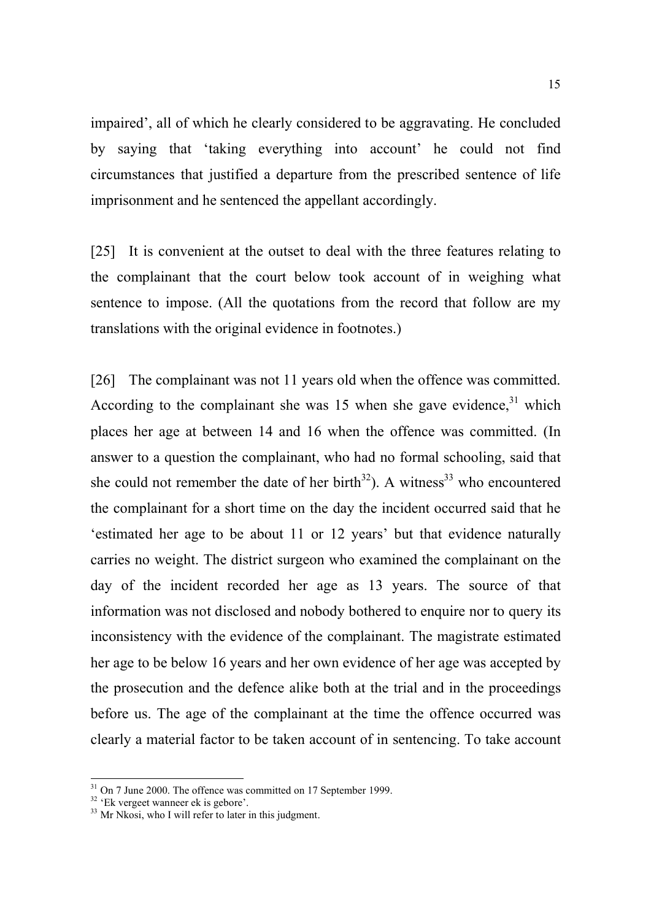impaired', all of which he clearly considered to be aggravating. He concluded by saying that 'taking everything into account' he could not find circumstances that justified a departure from the prescribed sentence of life imprisonment and he sentenced the appellant accordingly.

[25] It is convenient at the outset to deal with the three features relating to the complainant that the court below took account of in weighing what sentence to impose. (All the quotations from the record that follow are my translations with the original evidence in footnotes.)

[26] The complainant was not 11 years old when the offence was committed. According to the complainant she was 15 when she gave evidence,[31] which places her age at between 14 and 16 when the offence was committed. (In answer to a question the complainant, who had no formal schooling, said that she could not remember the date of her birth[32]). A witness[33] who encountered the complainant for a short time on the day the incident occurred said that he 'estimated her age to be about 11 or 12 years' but that evidence naturally carries no weight. The district surgeon who examined the complainant on the day of the incident recorded her age as 13 years. The source of that information was not disclosed and nobody bothered to enquire nor to query its inconsistency with the evidence of the complainant. The magistrate estimated her age to be below 16 years and her own evidence of her age was accepted by the prosecution and the defence alike both at the trial and in the proceedings before us. The age of the complainant at the time the offence occurred was clearly a material factor to be taken account of in sentencing. To take account

---

[31] On 7 June 2000. The offence was committed on 17 September 1999.

[32] 'Ek vergeet wanneer ek is gebore'.

[33] Mr Nkosi, who I will refer to later in this judgment.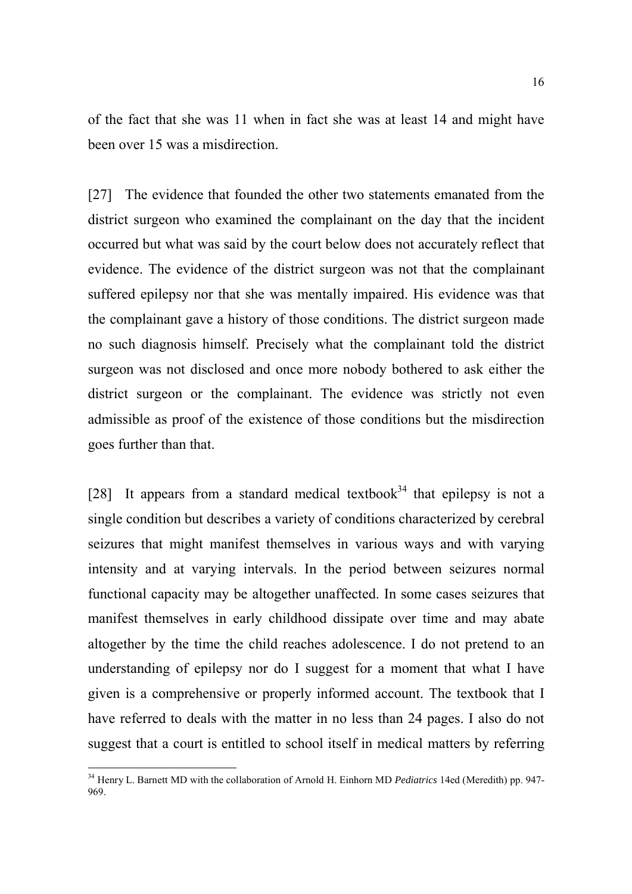of the fact that she was 11 when in fact she was at least 14 and might have been over 15 was a misdirection.

[27] The evidence that founded the other two statements emanated from the district surgeon who examined the complainant on the day that the incident occurred but what was said by the court below does not accurately reflect that evidence. The evidence of the district surgeon was not that the complainant suffered epilepsy nor that she was mentally impaired. His evidence was that the complainant gave a history of those conditions. The district surgeon made no such diagnosis himself. Precisely what the complainant told the district surgeon was not disclosed and once more nobody bothered to ask either the district surgeon or the complainant. The evidence was strictly not even admissible as proof of the existence of those conditions but the misdirection goes further than that.

[28] It appears from a standard medical textbook[34] that epilepsy is not a single condition but describes a variety of conditions characterized by cerebral seizures that might manifest themselves in various ways and with varying intensity and at varying intervals. In the period between seizures normal functional capacity may be altogether unaffected. In some cases seizures that manifest themselves in early childhood dissipate over time and may abate altogether by the time the child reaches adolescence. I do not pretend to an understanding of epilepsy nor do I suggest for a moment that what I have given is a comprehensive or properly informed account. The textbook that I have referred to deals with the matter in no less than 24 pages. I also do not suggest that a court is entitled to school itself in medical matters by referring

---

[34] Henry L. Barnett MD with the collaboration of Arnold H. Einhorn MD *Pediatrics* 14ed (Meredith) pp. 947-969.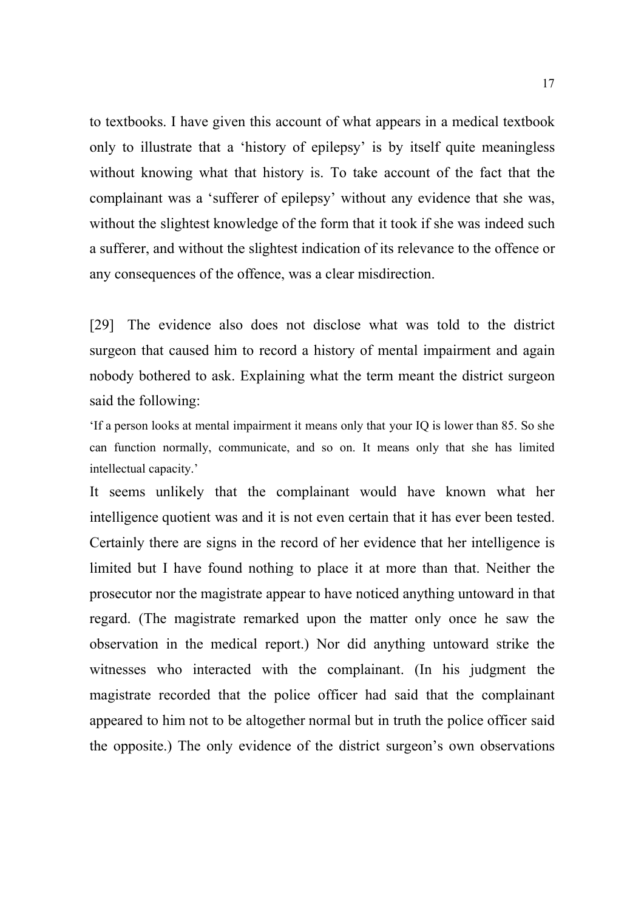to textbooks. I have given this account of what appears in a medical textbook only to illustrate that a 'history of epilepsy' is by itself quite meaningless without knowing what that history is. To take account of the fact that the complainant was a 'sufferer of epilepsy' without any evidence that she was, without the slightest knowledge of the form that it took if she was indeed such a sufferer, and without the slightest indication of its relevance to the offence or any consequences of the offence, was a clear misdirection.

[29] The evidence also does not disclose what was told to the district surgeon that caused him to record a history of mental impairment and again nobody bothered to ask. Explaining what the term meant the district surgeon said the following:

> 'If a person looks at mental impairment it means only that your IQ is lower than 85. So she can function normally, communicate, and so on. It means only that she has limited intellectual capacity.'

It seems unlikely that the complainant would have known what her intelligence quotient was and it is not even certain that it has ever been tested. Certainly there are signs in the record of her evidence that her intelligence is limited but I have found nothing to place it at more than that. Neither the prosecutor nor the magistrate appear to have noticed anything untoward in that regard. (The magistrate remarked upon the matter only once he saw the observation in the medical report.) Nor did anything untoward strike the witnesses who interacted with the complainant. (In his judgment the magistrate recorded that the police officer had said that the complainant appeared to him not to be altogether normal but in truth the police officer said the opposite.) The only evidence of the district surgeon's own observations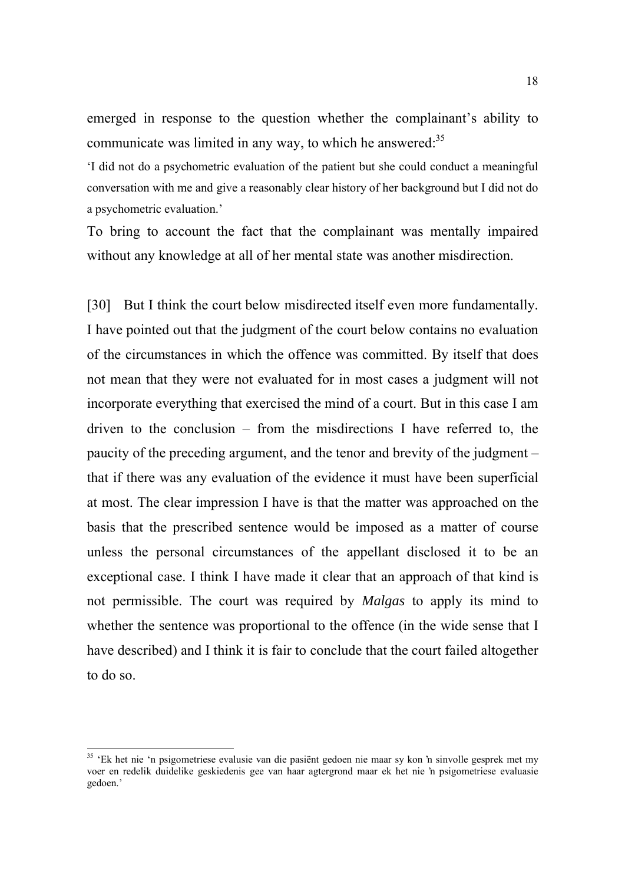emerged in response to the question whether the complainant's ability to communicate was limited in any way, to which he answered:[35]

> 'I did not do a psychometric evaluation of the patient but she could conduct a meaningful conversation with me and give a reasonably clear history of her background but I did not do a psychometric evaluation.'

To bring to account the fact that the complainant was mentally impaired without any knowledge at all of her mental state was another misdirection.

[30] But I think the court below misdirected itself even more fundamentally. I have pointed out that the judgment of the court below contains no evaluation of the circumstances in which the offence was committed. By itself that does not mean that they were not evaluated for in most cases a judgment will not incorporate everything that exercised the mind of a court. But in this case I am driven to the conclusion – from the misdirections I have referred to, the paucity of the preceding argument, and the tenor and brevity of the judgment – that if there was any evaluation of the evidence it must have been superficial at most. The clear impression I have is that the matter was approached on the basis that the prescribed sentence would be imposed as a matter of course unless the personal circumstances of the appellant disclosed it to be an exceptional case. I think I have made it clear that an approach of that kind is not permissible. The court was required by *Malgas* to apply its mind to whether the sentence was proportional to the offence (in the wide sense that I have described) and I think it is fair to conclude that the court failed altogether to do so.

---

[35] 'Ek het nie 'n psigometriese evalusie van die pasiënt gedoen nie maar sy kon 'n sinvolle gesprek met my voer en redelik duidelike geskiedenis gee van haar agtergrond maar ek het nie 'n psigometriese evaluasie gedoen.'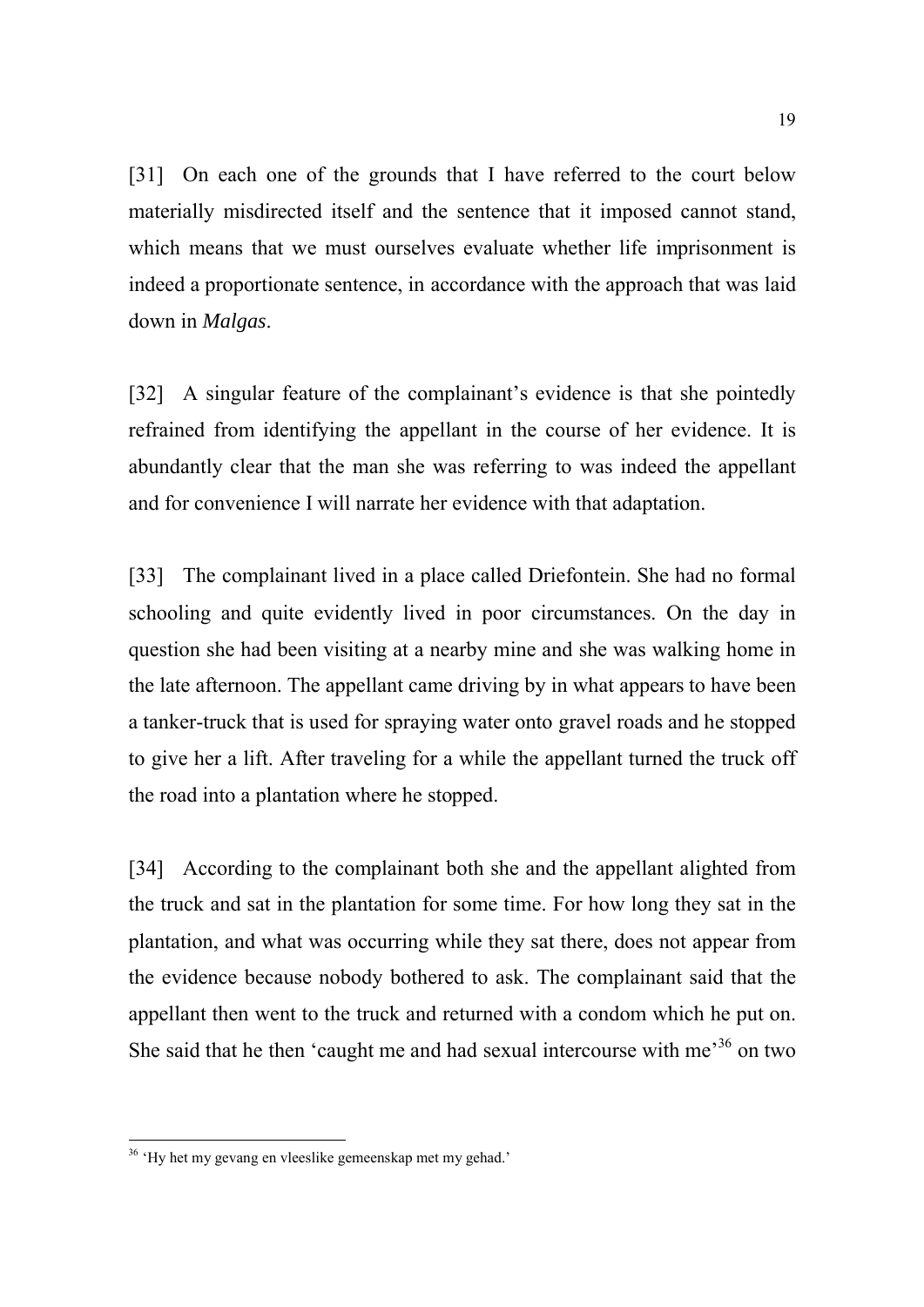[31] On each one of the grounds that I have referred to the court below materially misdirected itself and the sentence that it imposed cannot stand, which means that we must ourselves evaluate whether life imprisonment is indeed a proportionate sentence, in accordance with the approach that was laid down in *Malgas*.

[32] A singular feature of the complainant's evidence is that she pointedly refrained from identifying the appellant in the course of her evidence. It is abundantly clear that the man she was referring to was indeed the appellant and for convenience I will narrate her evidence with that adaptation.

[33] The complainant lived in a place called Driefontein. She had no formal schooling and quite evidently lived in poor circumstances. On the day in question she had been visiting at a nearby mine and she was walking home in the late afternoon. The appellant came driving by in what appears to have been a tanker-truck that is used for spraying water onto gravel roads and he stopped to give her a lift. After traveling for a while the appellant turned the truck off the road into a plantation where he stopped.

[34] According to the complainant both she and the appellant alighted from the truck and sat in the plantation for some time. For how long they sat in the plantation, and what was occurring while they sat there, does not appear from the evidence because nobody bothered to ask. The complainant said that the appellant then went to the truck and returned with a condom which he put on. She said that he then 'caught me and had sexual intercourse with me'[36] on two

---

[36] 'Hy het my gevang en vleeslike gemeenskap met my gehad.'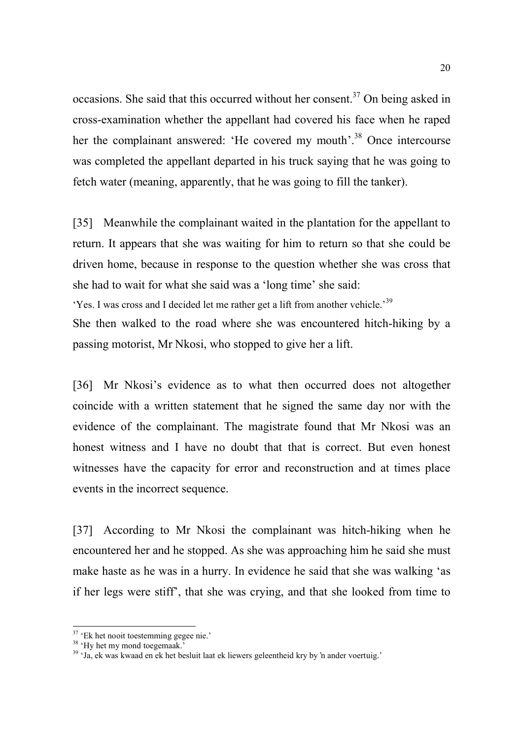occasions. She said that this occurred without her consent.[37] On being asked in cross-examination whether the appellant had covered his face when he raped her the complainant answered: 'He covered my mouth'.[38] Once intercourse was completed the appellant departed in his truck saying that he was going to fetch water (meaning, apparently, that he was going to fill the tanker).

[35] Meanwhile the complainant waited in the plantation for the appellant to return. It appears that she was waiting for him to return so that she could be driven home, because in response to the question whether she was cross that she had to wait for what she said was a 'long time' she said:

'Yes. I was cross and I decided let me rather get a lift from another vehicle.'[39]

She then walked to the road where she was encountered hitch-hiking by a passing motorist, Mr Nkosi, who stopped to give her a lift.

[36] Mr Nkosi's evidence as to what then occurred does not altogether coincide with a written statement that he signed the same day nor with the evidence of the complainant. The magistrate found that Mr Nkosi was an honest witness and I have no doubt that that is correct. But even honest witnesses have the capacity for error and reconstruction and at times place events in the incorrect sequence.

[37] According to Mr Nkosi the complainant was hitch-hiking when he encountered her and he stopped. As she was approaching him he said she must make haste as he was in a hurry. In evidence he said that she was walking 'as if her legs were stiff', that she was crying, and that she looked from time to

---

[37] 'Ek het nooit toestemming gegee nie.'

[38] 'Hy het my mond toegemaak.'

[39] 'Ja, ek was kwaad en ek het besluit laat ek liewers geleentheid kry by 'n ander voertuig.'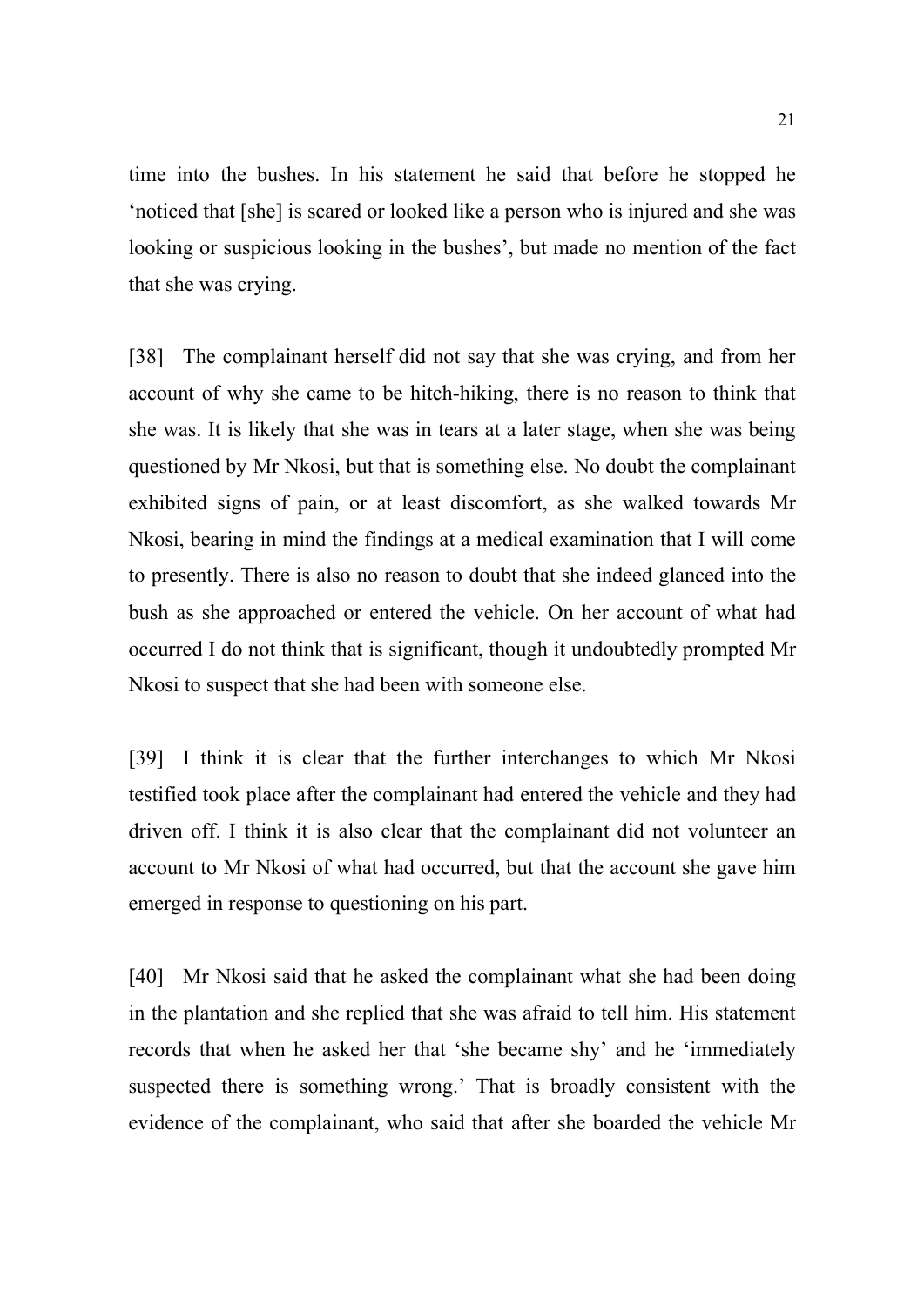time into the bushes. In his statement he said that before he stopped he 'noticed that [she] is scared or looked like a person who is injured and she was looking or suspicious looking in the bushes', but made no mention of the fact that she was crying.

[38] The complainant herself did not say that she was crying, and from her account of why she came to be hitch-hiking, there is no reason to think that she was. It is likely that she was in tears at a later stage, when she was being questioned by Mr Nkosi, but that is something else. No doubt the complainant exhibited signs of pain, or at least discomfort, as she walked towards Mr Nkosi, bearing in mind the findings at a medical examination that I will come to presently. There is also no reason to doubt that she indeed glanced into the bush as she approached or entered the vehicle. On her account of what had occurred I do not think that is significant, though it undoubtedly prompted Mr Nkosi to suspect that she had been with someone else.

[39] I think it is clear that the further interchanges to which Mr Nkosi testified took place after the complainant had entered the vehicle and they had driven off. I think it is also clear that the complainant did not volunteer an account to Mr Nkosi of what had occurred, but that the account she gave him emerged in response to questioning on his part.

[40] Mr Nkosi said that he asked the complainant what she had been doing in the plantation and she replied that she was afraid to tell him. His statement records that when he asked her that 'she became shy' and he 'immediately suspected there is something wrong.' That is broadly consistent with the evidence of the complainant, who said that after she boarded the vehicle Mr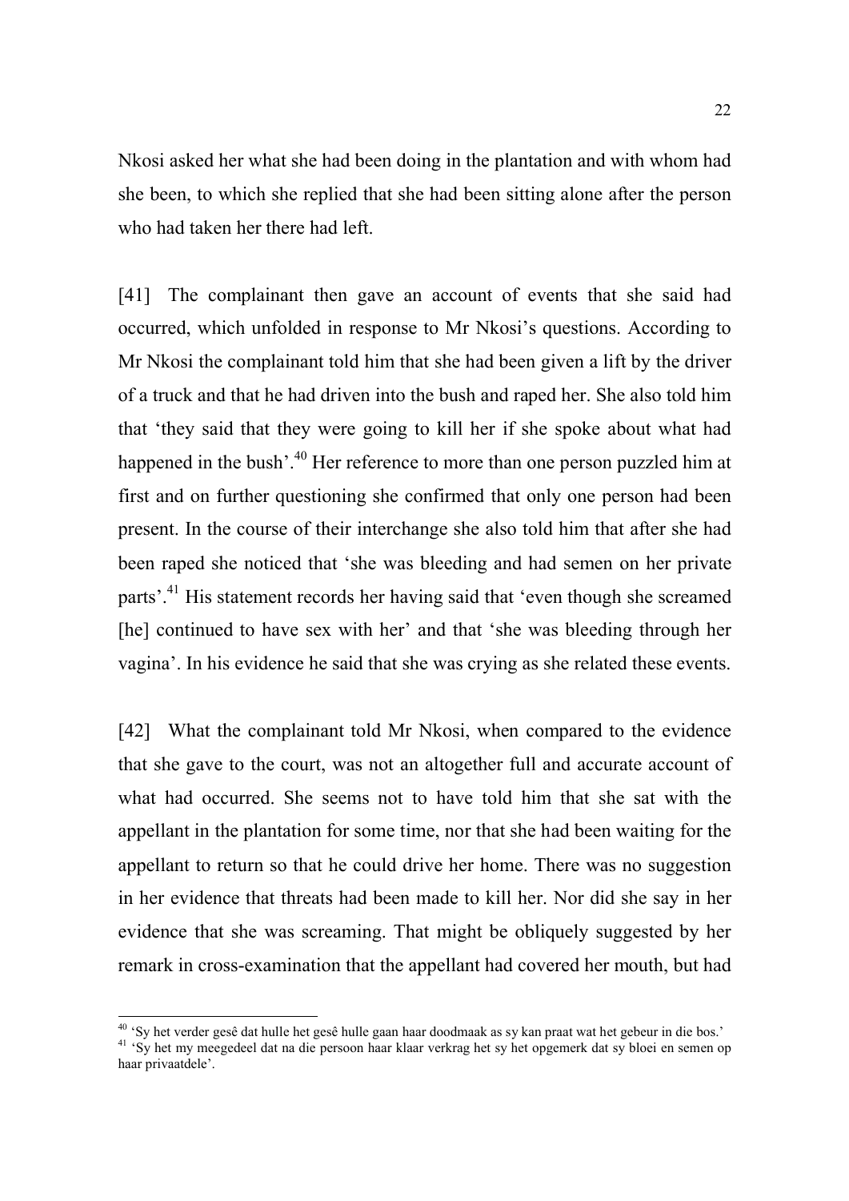Nkosi asked her what she had been doing in the plantation and with whom had she been, to which she replied that she had been sitting alone after the person who had taken her there had left.

[41] The complainant then gave an account of events that she said had occurred, which unfolded in response to Mr Nkosi's questions. According to Mr Nkosi the complainant told him that she had been given a lift by the driver of a truck and that he had driven into the bush and raped her. She also told him that 'they said that they were going to kill her if she spoke about what had happened in the bush'.[40] Her reference to more than one person puzzled him at first and on further questioning she confirmed that only one person had been present. In the course of their interchange she also told him that after she had been raped she noticed that 'she was bleeding and had semen on her private parts'.[41] His statement records her having said that 'even though she screamed [he] continued to have sex with her' and that 'she was bleeding through her vagina'. In his evidence he said that she was crying as she related these events.

[42] What the complainant told Mr Nkosi, when compared to the evidence that she gave to the court, was not an altogether full and accurate account of what had occurred. She seems not to have told him that she sat with the appellant in the plantation for some time, nor that she had been waiting for the appellant to return so that he could drive her home. There was no suggestion in her evidence that threats had been made to kill her. Nor did she say in her evidence that she was screaming. That might be obliquely suggested by her remark in cross-examination that the appellant had covered her mouth, but had

---

[40] 'Sy het verder gesê dat hulle het gesê hulle gaan haar doodmaak as sy kan praat wat het gebeur in die bos.'

[41] 'Sy het my meegedeel dat na die persoon haar klaar verkrag het sy het opgemerk dat sy bloei en semen op haar privaatdele'.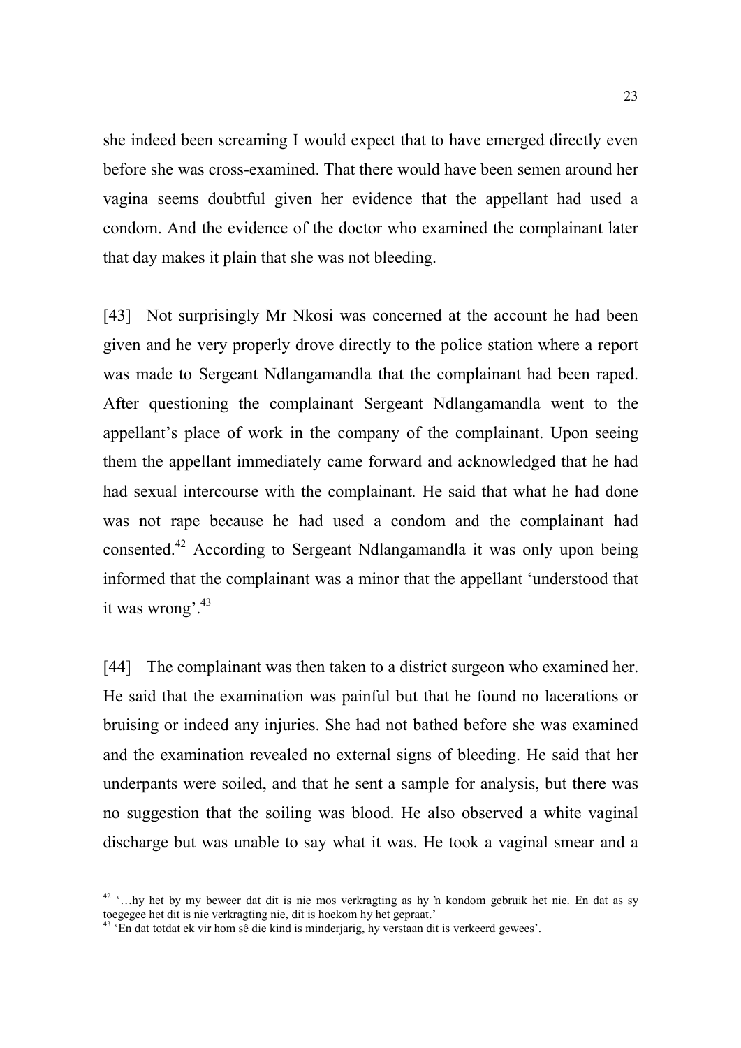she indeed been screaming I would expect that to have emerged directly even before she was cross-examined. That there would have been semen around her vagina seems doubtful given her evidence that the appellant had used a condom. And the evidence of the doctor who examined the complainant later that day makes it plain that she was not bleeding.

[43] Not surprisingly Mr Nkosi was concerned at the account he had been given and he very properly drove directly to the police station where a report was made to Sergeant Ndlangamandla that the complainant had been raped. After questioning the complainant Sergeant Ndlangamandla went to the appellant's place of work in the company of the complainant. Upon seeing them the appellant immediately came forward and acknowledged that he had had sexual intercourse with the complainant. He said that what he had done was not rape because he had used a condom and the complainant had consented.[42] According to Sergeant Ndlangamandla it was only upon being informed that the complainant was a minor that the appellant 'understood that it was wrong'.[43]

[44] The complainant was then taken to a district surgeon who examined her. He said that the examination was painful but that he found no lacerations or bruising or indeed any injuries. She had not bathed before she was examined and the examination revealed no external signs of bleeding. He said that her underpants were soiled, and that he sent a sample for analysis, but there was no suggestion that the soiling was blood. He also observed a white vaginal discharge but was unable to say what it was. He took a vaginal smear and a

---

[42] '…hy het by my beweer dat dit is nie mos verkragting as hy 'n kondom gebruik het nie. En dat as sy toegegee het dit is nie verkragting nie, dit is hoekom hy het gepraat.'

[43] 'En dat totdat ek vir hom sê die kind is minderjarig, hy verstaan dit is verkeerd gewees'.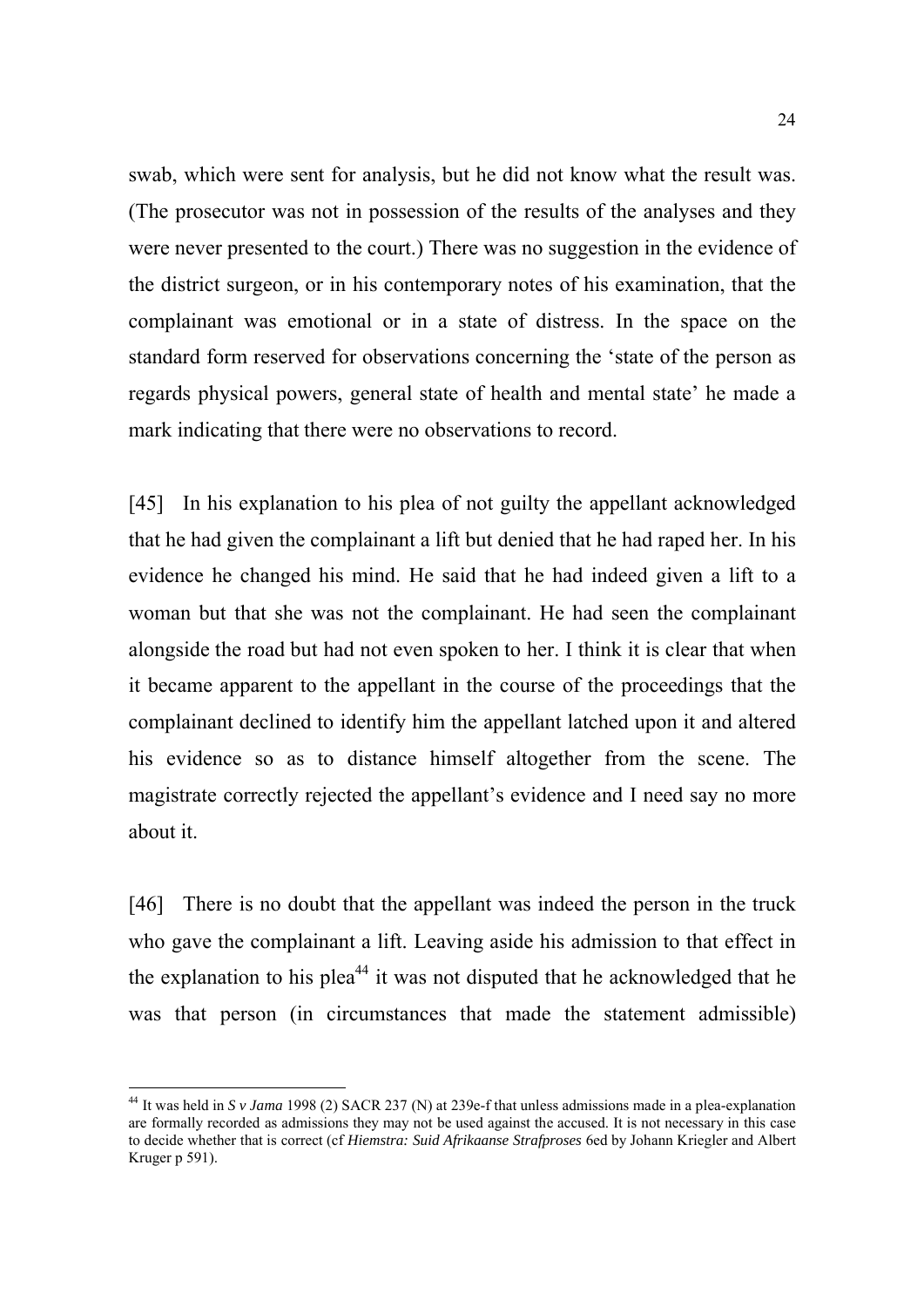swab, which were sent for analysis, but he did not know what the result was. (The prosecutor was not in possession of the results of the analyses and they were never presented to the court.) There was no suggestion in the evidence of the district surgeon, or in his contemporary notes of his examination, that the complainant was emotional or in a state of distress. In the space on the standard form reserved for observations concerning the 'state of the person as regards physical powers, general state of health and mental state' he made a mark indicating that there were no observations to record.

[45] In his explanation to his plea of not guilty the appellant acknowledged that he had given the complainant a lift but denied that he had raped her. In his evidence he changed his mind. He said that he had indeed given a lift to a woman but that she was not the complainant. He had seen the complainant alongside the road but had not even spoken to her. I think it is clear that when it became apparent to the appellant in the course of the proceedings that the complainant declined to identify him the appellant latched upon it and altered his evidence so as to distance himself altogether from the scene. The magistrate correctly rejected the appellant's evidence and I need say no more about it.

[46] There is no doubt that the appellant was indeed the person in the truck who gave the complainant a lift. Leaving aside his admission to that effect in the explanation to his plea[44] it was not disputed that he acknowledged that he was that person (in circumstances that made the statement admissible)

[44] It was held in *S v Jama* 1998 (2) SACR 237 (N) at 239e-f that unless admissions made in a plea-explanation are formally recorded as admissions they may not be used against the accused. It is not necessary in this case to decide whether that is correct (cf *Hiemstra: Suid Afrikaanse Strafproses* 6ed by Johann Kriegler and Albert Kruger p 591).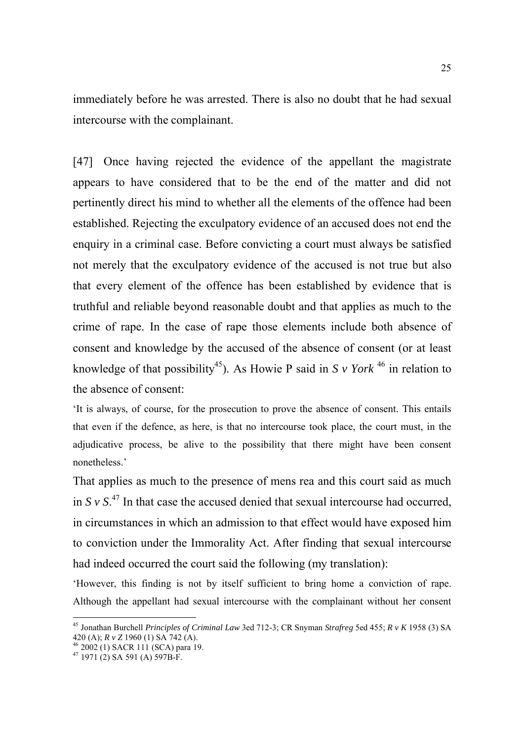immediately before he was arrested. There is also no doubt that he had sexual intercourse with the complainant.

[47] Once having rejected the evidence of the appellant the magistrate appears to have considered that to be the end of the matter and did not pertinently direct his mind to whether all the elements of the offence had been established. Rejecting the exculpatory evidence of an accused does not end the enquiry in a criminal case. Before convicting a court must always be satisfied not merely that the exculpatory evidence of the accused is not true but also that every element of the offence has been established by evidence that is truthful and reliable beyond reasonable doubt and that applies as much to the crime of rape. In the case of rape those elements include both absence of consent and knowledge by the accused of the absence of consent (or at least knowledge of that possibility[45]). As Howie P said in *S v York* [46] in relation to the absence of consent:

> 'It is always, of course, for the prosecution to prove the absence of consent. This entails that even if the defence, as here, is that no intercourse took place, the court must, in the adjudicative process, be alive to the possibility that there might have been consent nonetheless.'

That applies as much to the presence of mens rea and this court said as much in *S v S*.[47] In that case the accused denied that sexual intercourse had occurred, in circumstances in which an admission to that effect would have exposed him to conviction under the Immorality Act. After finding that sexual intercourse had indeed occurred the court said the following (my translation):

> 'However, this finding is not by itself sufficient to bring home a conviction of rape. Although the appellant had sexual intercourse with the complainant without her consent

---

[45] Jonathan Burchell *Principles of Criminal Law* 3ed 712-3; CR Snyman *Strafreg* 5ed 455; *R v K* 1958 (3) SA 420 (A); *R v Z* 1960 (1) SA 742 (A).

[46] 2002 (1) SACR 111 (SCA) para 19.

[47] 1971 (2) SA 591 (A) 597B-F.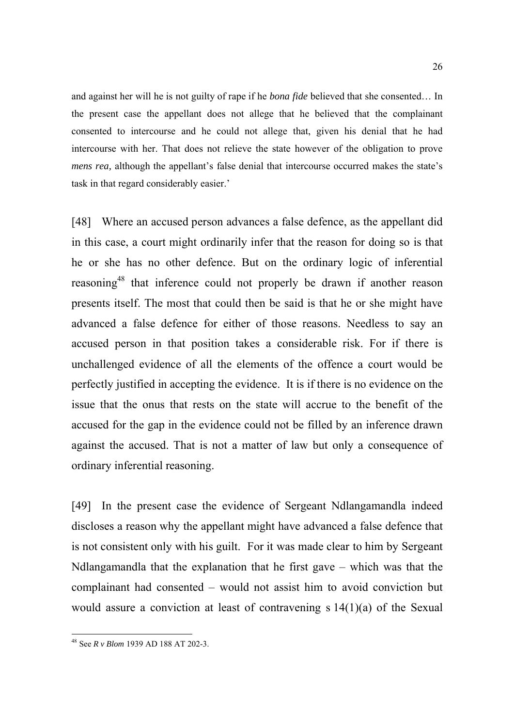and against her will he is not guilty of rape if he *bona fide* believed that she consented… In the present case the appellant does not allege that he believed that the complainant consented to intercourse and he could not allege that, given his denial that he had intercourse with her. That does not relieve the state however of the obligation to prove *mens rea,* although the appellant's false denial that intercourse occurred makes the state's task in that regard considerably easier.'

[48] Where an accused person advances a false defence, as the appellant did in this case, a court might ordinarily infer that the reason for doing so is that he or she has no other defence. But on the ordinary logic of inferential reasoning[48] that inference could not properly be drawn if another reason presents itself. The most that could then be said is that he or she might have advanced a false defence for either of those reasons. Needless to say an accused person in that position takes a considerable risk. For if there is unchallenged evidence of all the elements of the offence a court would be perfectly justified in accepting the evidence. It is if there is no evidence on the issue that the onus that rests on the state will accrue to the benefit of the accused for the gap in the evidence could not be filled by an inference drawn against the accused. That is not a matter of law but only a consequence of ordinary inferential reasoning.

[49] In the present case the evidence of Sergeant Ndlangamandla indeed discloses a reason why the appellant might have advanced a false defence that is not consistent only with his guilt. For it was made clear to him by Sergeant Ndlangamandla that the explanation that he first gave – which was that the complainant had consented – would not assist him to avoid conviction but would assure a conviction at least of contravening s 14(1)(a) of the Sexual

[48] See *R v Blom* 1939 AD 188 AT 202-3.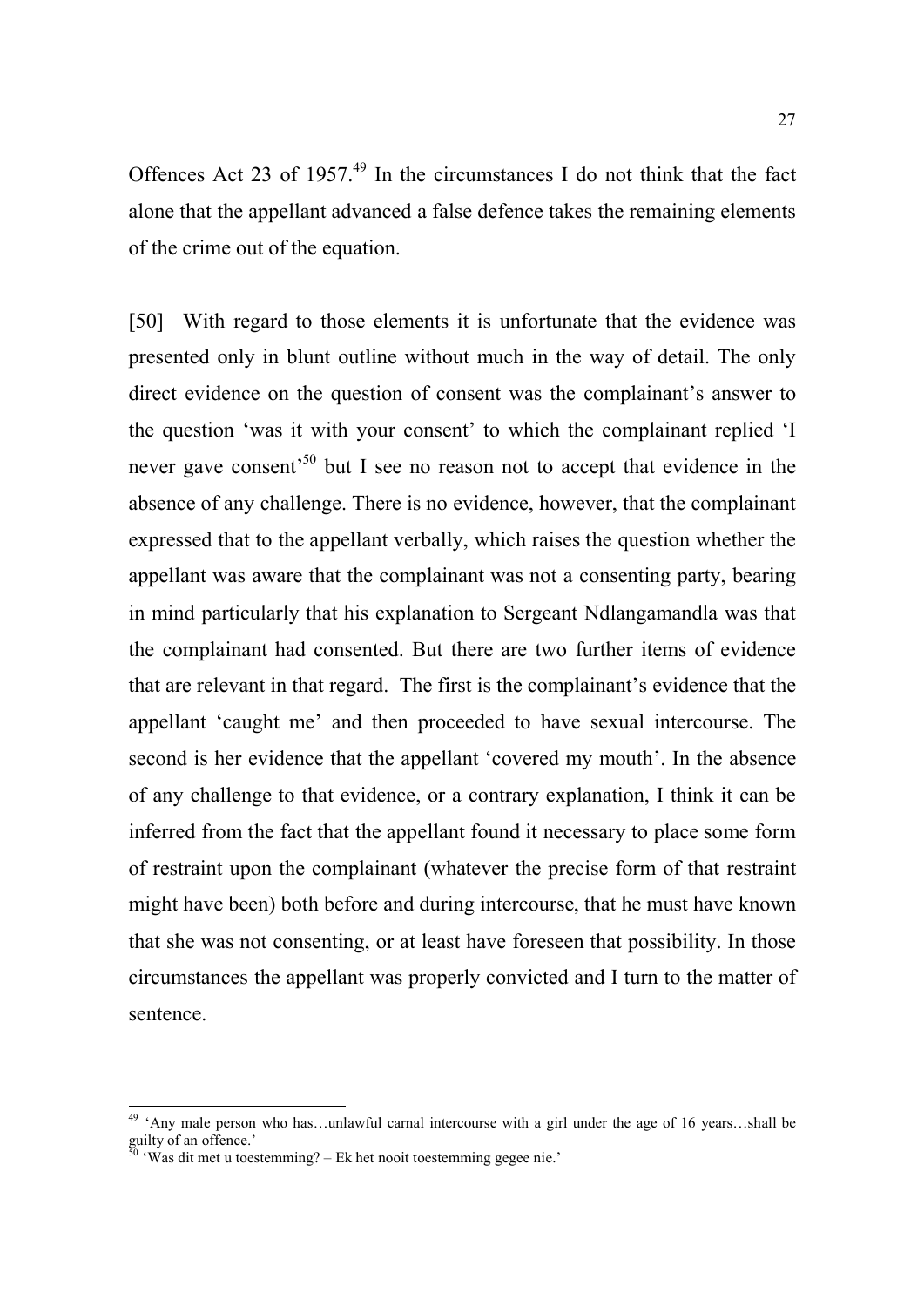Offences Act 23 of 1957.[49] In the circumstances I do not think that the fact alone that the appellant advanced a false defence takes the remaining elements of the crime out of the equation.

[50] With regard to those elements it is unfortunate that the evidence was presented only in blunt outline without much in the way of detail. The only direct evidence on the question of consent was the complainant's answer to the question 'was it with your consent' to which the complainant replied 'I never gave consent'[50] but I see no reason not to accept that evidence in the absence of any challenge. There is no evidence, however, that the complainant expressed that to the appellant verbally, which raises the question whether the appellant was aware that the complainant was not a consenting party, bearing in mind particularly that his explanation to Sergeant Ndlangamandla was that the complainant had consented. But there are two further items of evidence that are relevant in that regard. The first is the complainant's evidence that the appellant 'caught me' and then proceeded to have sexual intercourse. The second is her evidence that the appellant 'covered my mouth'. In the absence of any challenge to that evidence, or a contrary explanation, I think it can be inferred from the fact that the appellant found it necessary to place some form of restraint upon the complainant (whatever the precise form of that restraint might have been) both before and during intercourse, that he must have known that she was not consenting, or at least have foreseen that possibility. In those circumstances the appellant was properly convicted and I turn to the matter of sentence.

---

[49] 'Any male person who has…unlawful carnal intercourse with a girl under the age of 16 years…shall be guilty of an offence.'

[50] 'Was dit met u toestemming? – Ek het nooit toestemming gegee nie.'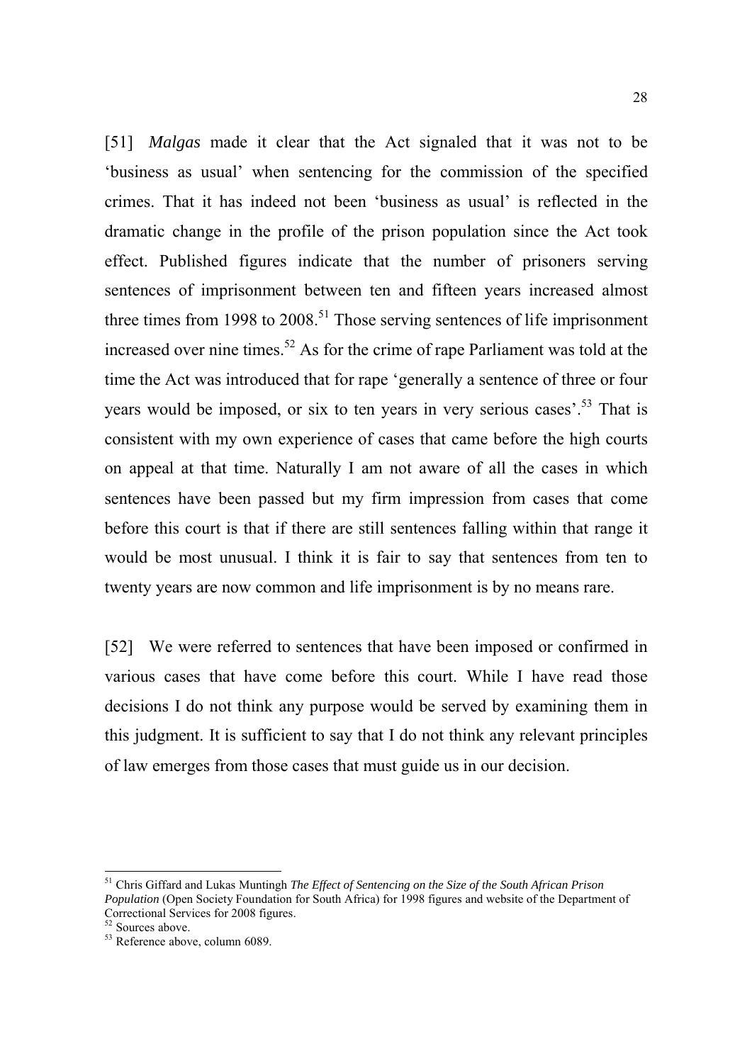[51] *Malgas* made it clear that the Act signaled that it was not to be 'business as usual' when sentencing for the commission of the specified crimes. That it has indeed not been 'business as usual' is reflected in the dramatic change in the profile of the prison population since the Act took effect. Published figures indicate that the number of prisoners serving sentences of imprisonment between ten and fifteen years increased almost three times from 1998 to 2008.[51] Those serving sentences of life imprisonment increased over nine times.[52] As for the crime of rape Parliament was told at the time the Act was introduced that for rape 'generally a sentence of three or four years would be imposed, or six to ten years in very serious cases'.[53] That is consistent with my own experience of cases that came before the high courts on appeal at that time. Naturally I am not aware of all the cases in which sentences have been passed but my firm impression from cases that come before this court is that if there are still sentences falling within that range it would be most unusual. I think it is fair to say that sentences from ten to twenty years are now common and life imprisonment is by no means rare.

[52] We were referred to sentences that have been imposed or confirmed in various cases that have come before this court. While I have read those decisions I do not think any purpose would be served by examining them in this judgment. It is sufficient to say that I do not think any relevant principles of law emerges from those cases that must guide us in our decision.

---

[51] Chris Giffard and Lukas Muntingh *The Effect of Sentencing on the Size of the South African Prison Population* (Open Society Foundation for South Africa) for 1998 figures and website of the Department of Correctional Services for 2008 figures.

[52] Sources above.

[53] Reference above, column 6089.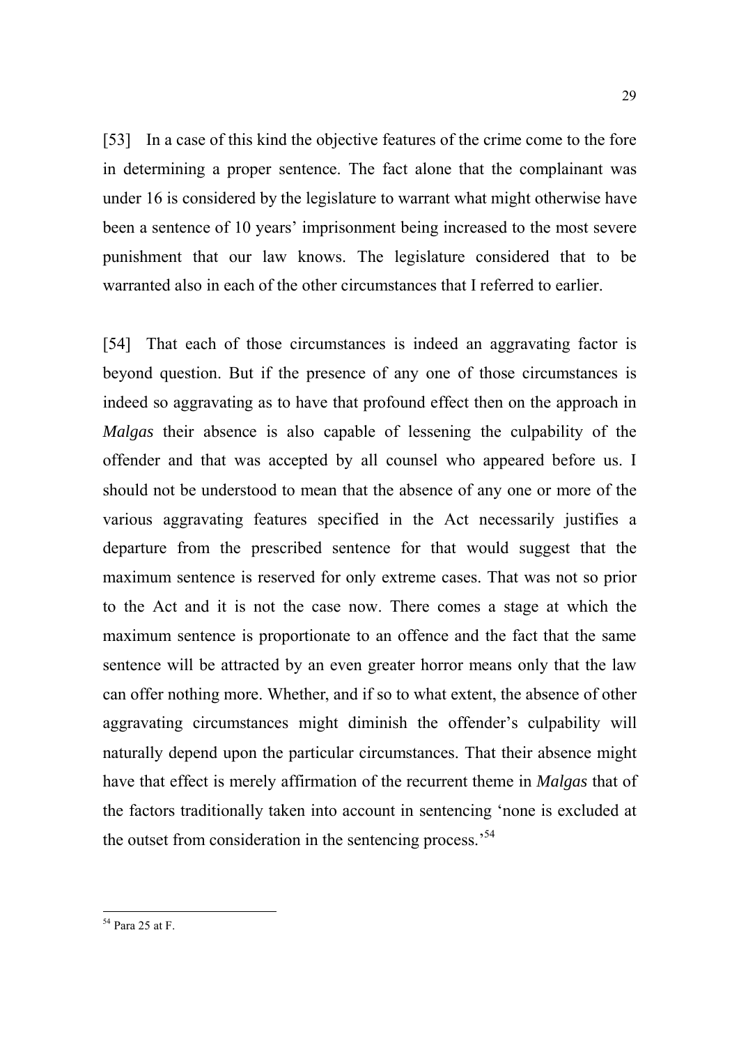[53] In a case of this kind the objective features of the crime come to the fore in determining a proper sentence. The fact alone that the complainant was under 16 is considered by the legislature to warrant what might otherwise have been a sentence of 10 years' imprisonment being increased to the most severe punishment that our law knows. The legislature considered that to be warranted also in each of the other circumstances that I referred to earlier.

[54] That each of those circumstances is indeed an aggravating factor is beyond question. But if the presence of any one of those circumstances is indeed so aggravating as to have that profound effect then on the approach in *Malgas* their absence is also capable of lessening the culpability of the offender and that was accepted by all counsel who appeared before us. I should not be understood to mean that the absence of any one or more of the various aggravating features specified in the Act necessarily justifies a departure from the prescribed sentence for that would suggest that the maximum sentence is reserved for only extreme cases. That was not so prior to the Act and it is not the case now. There comes a stage at which the maximum sentence is proportionate to an offence and the fact that the same sentence will be attracted by an even greater horror means only that the law can offer nothing more. Whether, and if so to what extent, the absence of other aggravating circumstances might diminish the offender's culpability will naturally depend upon the particular circumstances. That their absence might have that effect is merely affirmation of the recurrent theme in *Malgas* that of the factors traditionally taken into account in sentencing 'none is excluded at the outset from consideration in the sentencing process.'[54]

---

[54] Para 25 at F.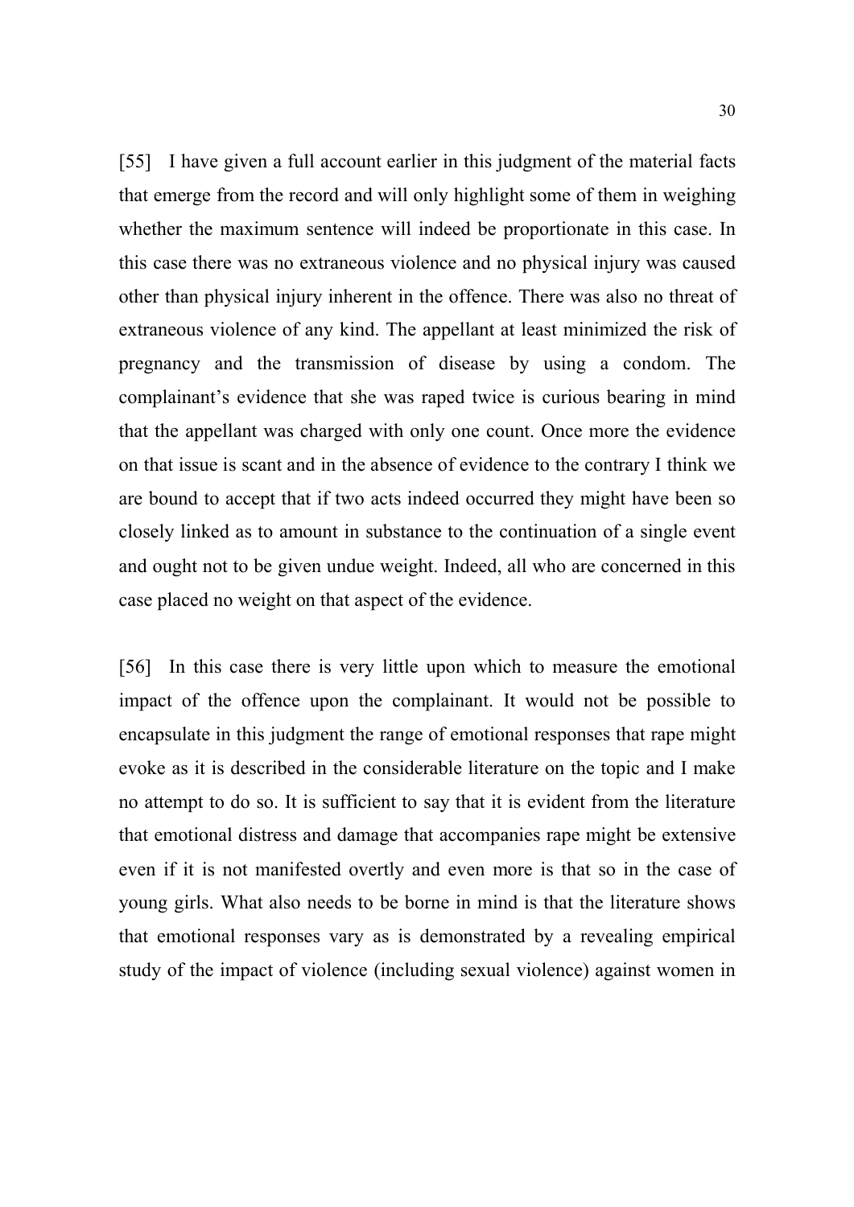[55] I have given a full account earlier in this judgment of the material facts that emerge from the record and will only highlight some of them in weighing whether the maximum sentence will indeed be proportionate in this case. In this case there was no extraneous violence and no physical injury was caused other than physical injury inherent in the offence. There was also no threat of extraneous violence of any kind. The appellant at least minimized the risk of pregnancy and the transmission of disease by using a condom. The complainant's evidence that she was raped twice is curious bearing in mind that the appellant was charged with only one count. Once more the evidence on that issue is scant and in the absence of evidence to the contrary I think we are bound to accept that if two acts indeed occurred they might have been so closely linked as to amount in substance to the continuation of a single event and ought not to be given undue weight. Indeed, all who are concerned in this case placed no weight on that aspect of the evidence.

[56] In this case there is very little upon which to measure the emotional impact of the offence upon the complainant. It would not be possible to encapsulate in this judgment the range of emotional responses that rape might evoke as it is described in the considerable literature on the topic and I make no attempt to do so. It is sufficient to say that it is evident from the literature that emotional distress and damage that accompanies rape might be extensive even if it is not manifested overtly and even more is that so in the case of young girls. What also needs to be borne in mind is that the literature shows that emotional responses vary as is demonstrated by a revealing empirical study of the impact of violence (including sexual violence) against women in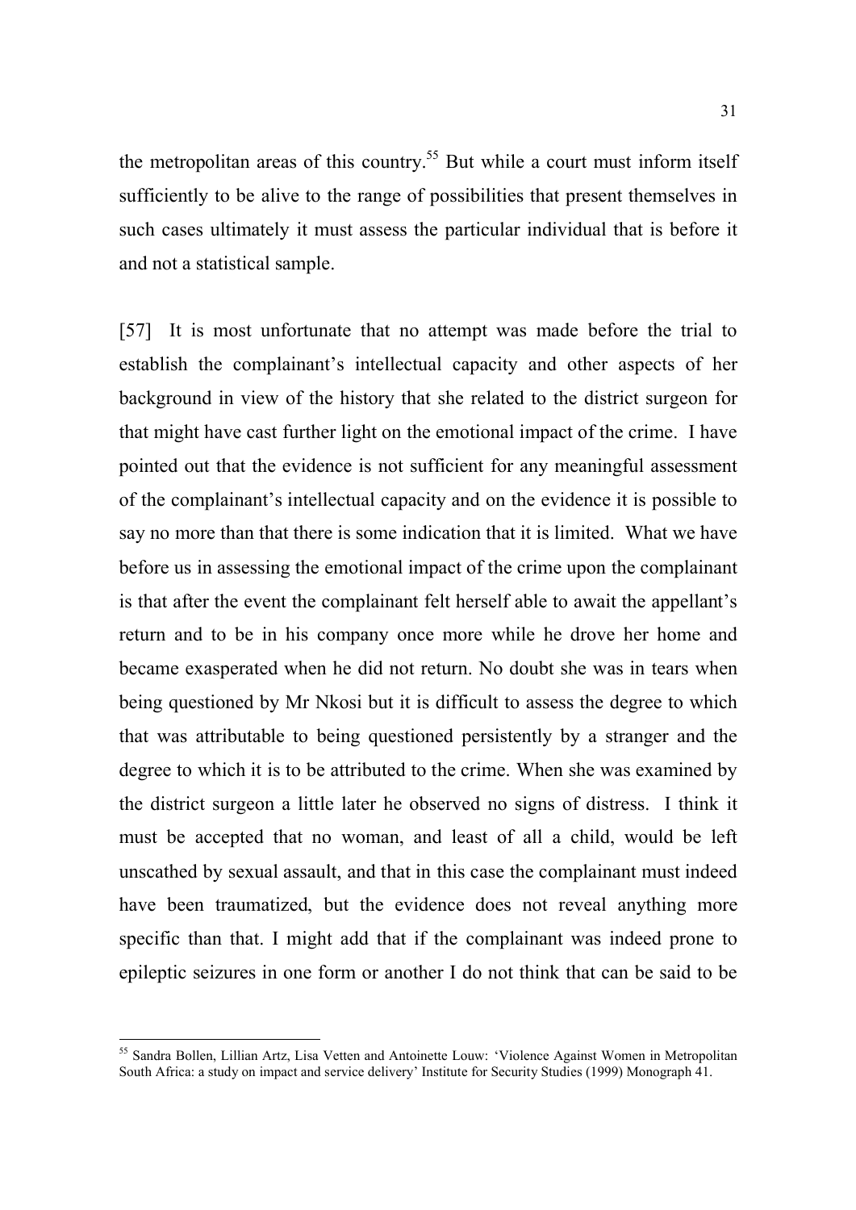the metropolitan areas of this country.[55] But while a court must inform itself sufficiently to be alive to the range of possibilities that present themselves in such cases ultimately it must assess the particular individual that is before it and not a statistical sample.

[57] It is most unfortunate that no attempt was made before the trial to establish the complainant's intellectual capacity and other aspects of her background in view of the history that she related to the district surgeon for that might have cast further light on the emotional impact of the crime. I have pointed out that the evidence is not sufficient for any meaningful assessment of the complainant's intellectual capacity and on the evidence it is possible to say no more than that there is some indication that it is limited. What we have before us in assessing the emotional impact of the crime upon the complainant is that after the event the complainant felt herself able to await the appellant's return and to be in his company once more while he drove her home and became exasperated when he did not return. No doubt she was in tears when being questioned by Mr Nkosi but it is difficult to assess the degree to which that was attributable to being questioned persistently by a stranger and the degree to which it is to be attributed to the crime. When she was examined by the district surgeon a little later he observed no signs of distress. I think it must be accepted that no woman, and least of all a child, would be left unscathed by sexual assault, and that in this case the complainant must indeed have been traumatized, but the evidence does not reveal anything more specific than that. I might add that if the complainant was indeed prone to epileptic seizures in one form or another I do not think that can be said to be

[55] Sandra Bollen, Lillian Artz, Lisa Vetten and Antoinette Louw: 'Violence Against Women in Metropolitan South Africa: a study on impact and service delivery' Institute for Security Studies (1999) Monograph 41.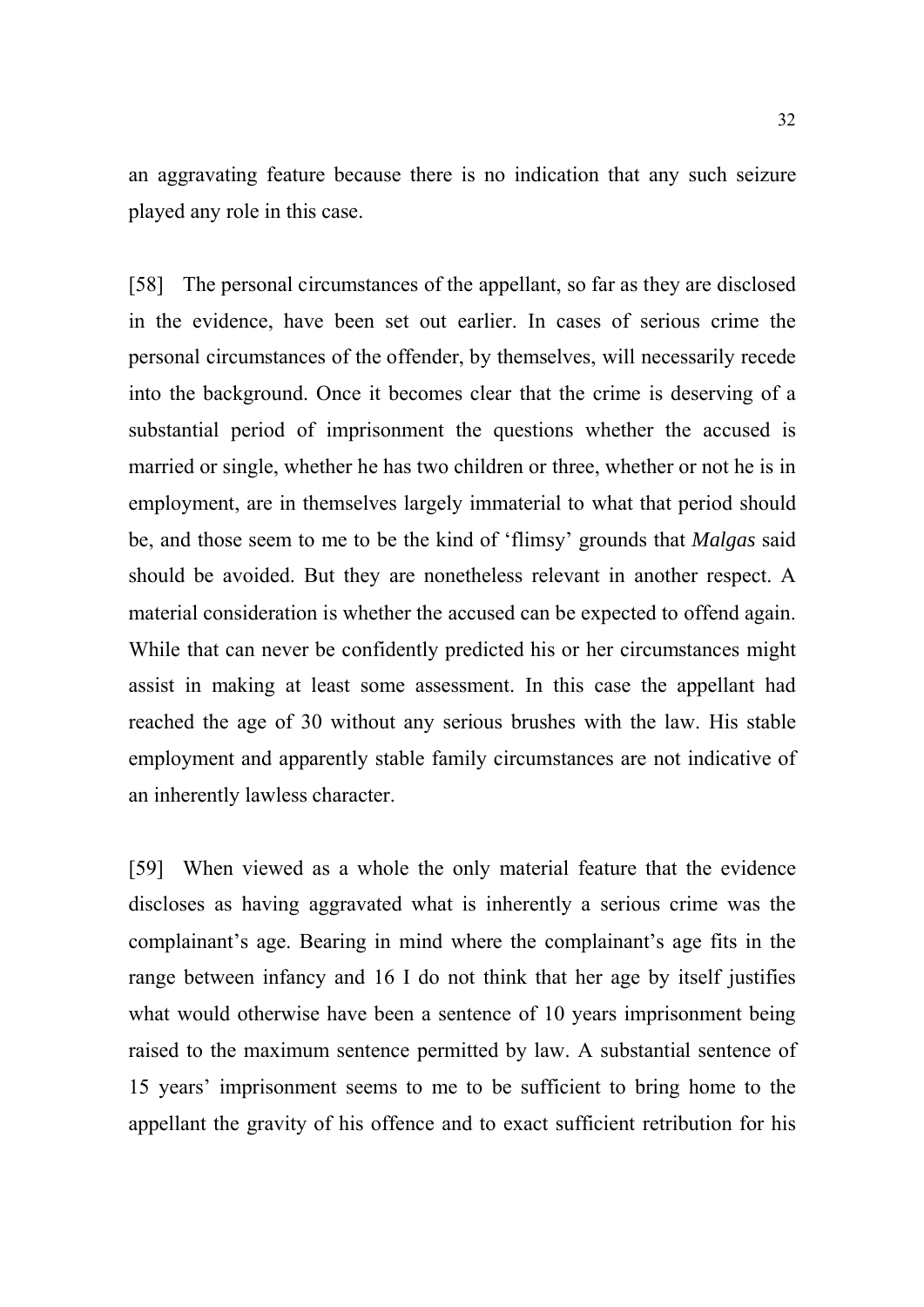an aggravating feature because there is no indication that any such seizure played any role in this case.

[58] The personal circumstances of the appellant, so far as they are disclosed in the evidence, have been set out earlier. In cases of serious crime the personal circumstances of the offender, by themselves, will necessarily recede into the background. Once it becomes clear that the crime is deserving of a substantial period of imprisonment the questions whether the accused is married or single, whether he has two children or three, whether or not he is in employment, are in themselves largely immaterial to what that period should be, and those seem to me to be the kind of 'flimsy' grounds that *Malgas* said should be avoided. But they are nonetheless relevant in another respect. A material consideration is whether the accused can be expected to offend again. While that can never be confidently predicted his or her circumstances might assist in making at least some assessment. In this case the appellant had reached the age of 30 without any serious brushes with the law. His stable employment and apparently stable family circumstances are not indicative of an inherently lawless character.

[59] When viewed as a whole the only material feature that the evidence discloses as having aggravated what is inherently a serious crime was the complainant's age. Bearing in mind where the complainant's age fits in the range between infancy and 16 I do not think that her age by itself justifies what would otherwise have been a sentence of 10 years imprisonment being raised to the maximum sentence permitted by law. A substantial sentence of 15 years' imprisonment seems to me to be sufficient to bring home to the appellant the gravity of his offence and to exact sufficient retribution for his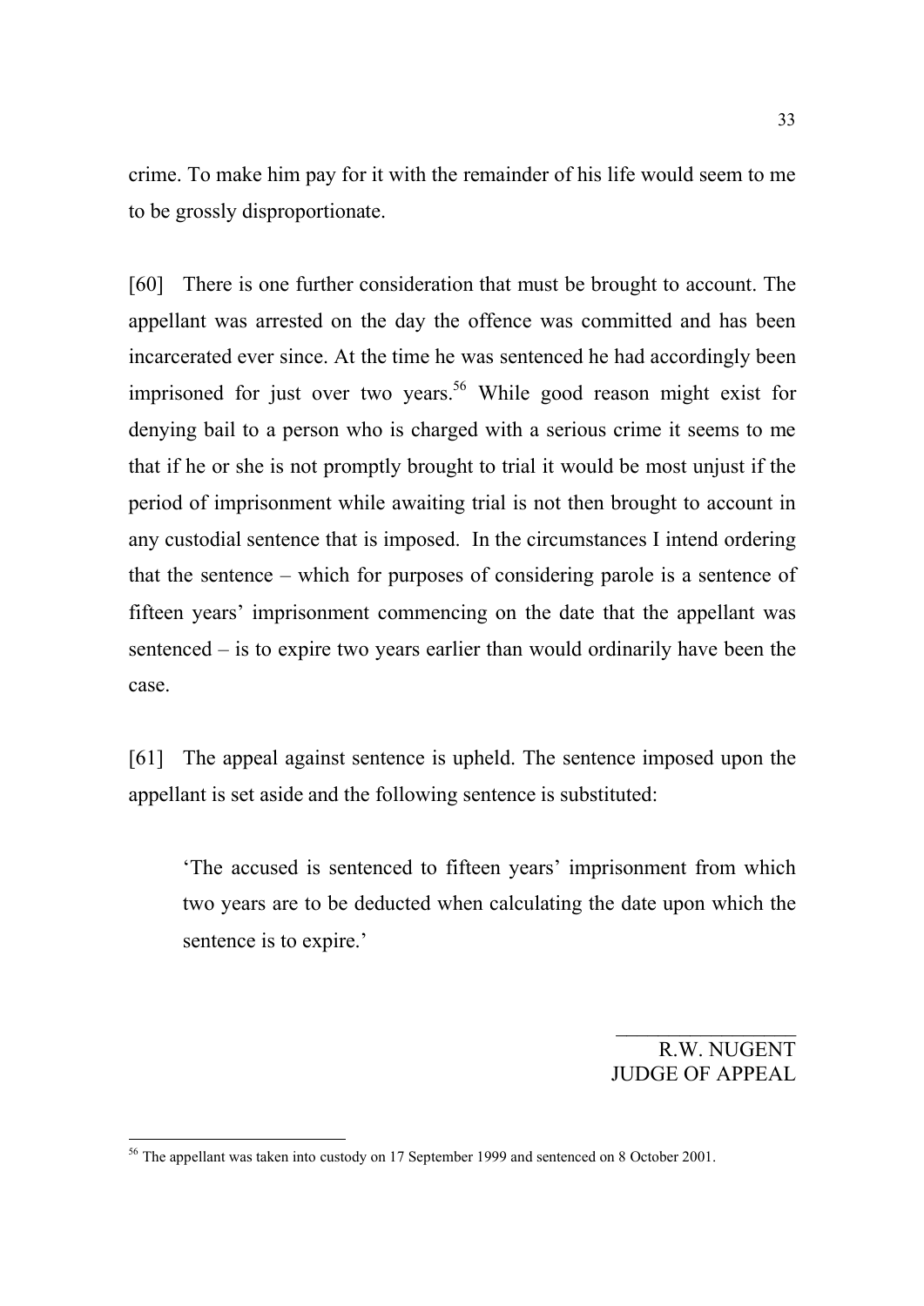crime. To make him pay for it with the remainder of his life would seem to me to be grossly disproportionate.

[60] There is one further consideration that must be brought to account. The appellant was arrested on the day the offence was committed and has been incarcerated ever since. At the time he was sentenced he had accordingly been imprisoned for just over two years.[56] While good reason might exist for denying bail to a person who is charged with a serious crime it seems to me that if he or she is not promptly brought to trial it would be most unjust if the period of imprisonment while awaiting trial is not then brought to account in any custodial sentence that is imposed. In the circumstances I intend ordering that the sentence – which for purposes of considering parole is a sentence of fifteen years' imprisonment commencing on the date that the appellant was sentenced – is to expire two years earlier than would ordinarily have been the case.

[61] The appeal against sentence is upheld. The sentence imposed upon the appellant is set aside and the following sentence is substituted:

> 'The accused is sentenced to fifteen years' imprisonment from which two years are to be deducted when calculating the date upon which the sentence is to expire.'

R.W. NUGENT
JUDGE OF APPEAL

---

[56] The appellant was taken into custody on 17 September 1999 and sentenced on 8 October 2001.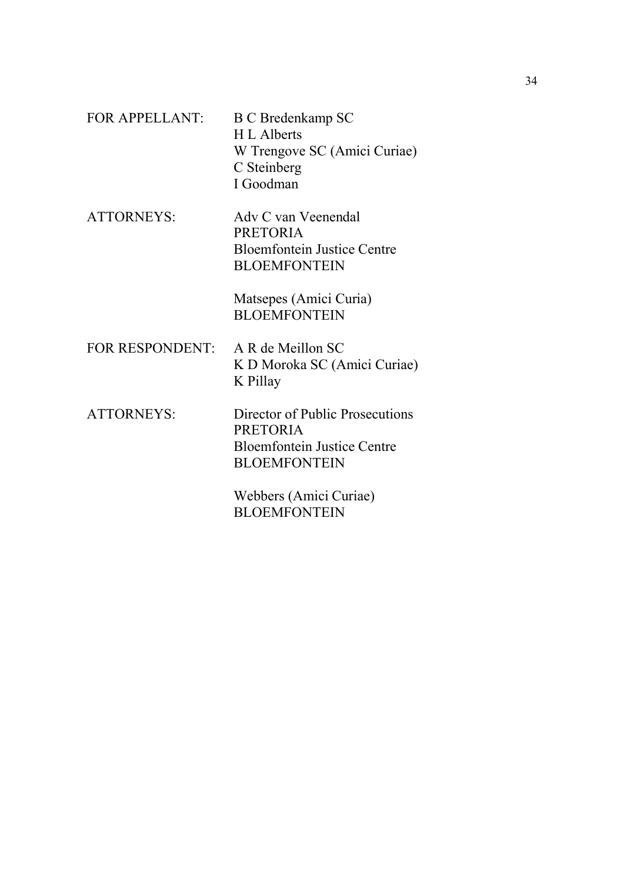| | |
|---|---|
| FOR APPELLANT: | B C Bredenkamp SC<br>H L Alberts<br>W Trengove SC (Amici Curiae)<br>C Steinberg<br>I Goodman |
| ATTORNEYS: | Adv C van Veenendal<br>PRETORIA<br>Bloemfontein Justice Centre<br>BLOEMFONTEIN<br><br>Matsepes (Amici Curia)<br>BLOEMFONTEIN |
| FOR RESPONDENT: | A R de Meillon SC<br>K D Moroka SC (Amici Curiae)<br>K Pillay |
| ATTORNEYS: | Director of Public Prosecutions<br>PRETORIA<br>Bloemfontein Justice Centre<br>BLOEMFONTEIN<br><br>Webbers (Amici Curiae)<br>BLOEMFONTEIN |